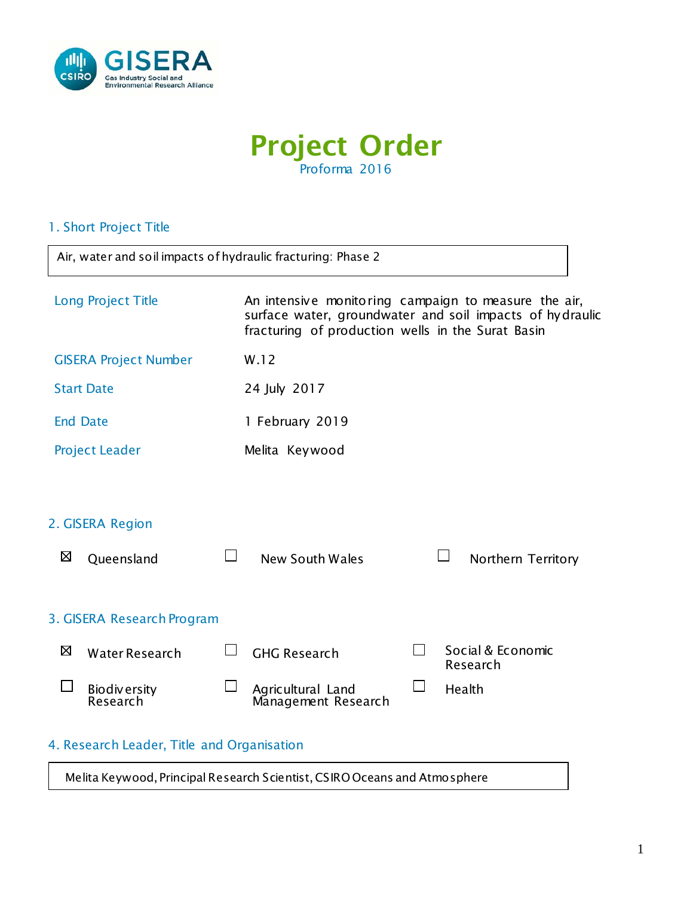GISERA
Gas Industry Social and Environmental Research Alliance

# Project Order

Proforma 2016

## 1. Short Project Title

Air, water and soil impacts of hydraulic fracturing: Phase 2

| | |
|---|---|
| Long Project Title | An intensive monitoring campaign to measure the air, surface water, groundwater and soil impacts of hydraulic fracturing of production wells in the Surat Basin |
| GISERA Project Number | W.12 |
| Start Date | 24 July 2017 |
| End Date | 1 February 2019 |
| Project Leader | Melita Keywood |

## 2. GISERA Region

- ☒ Queensland
- ☐ New South Wales
- ☐ Northern Territory

## 3. GISERA Research Program

- ☒ Water Research
- ☐ GHG Research
- ☐ Social & Economic Research
- ☐ Biodiversity Research
- ☐ Agricultural Land Management Research
- ☐ Health

## 4. Research Leader, Title and Organisation

Melita Keywood, Principal Research Scientist, CSIRO Oceans and Atmosphere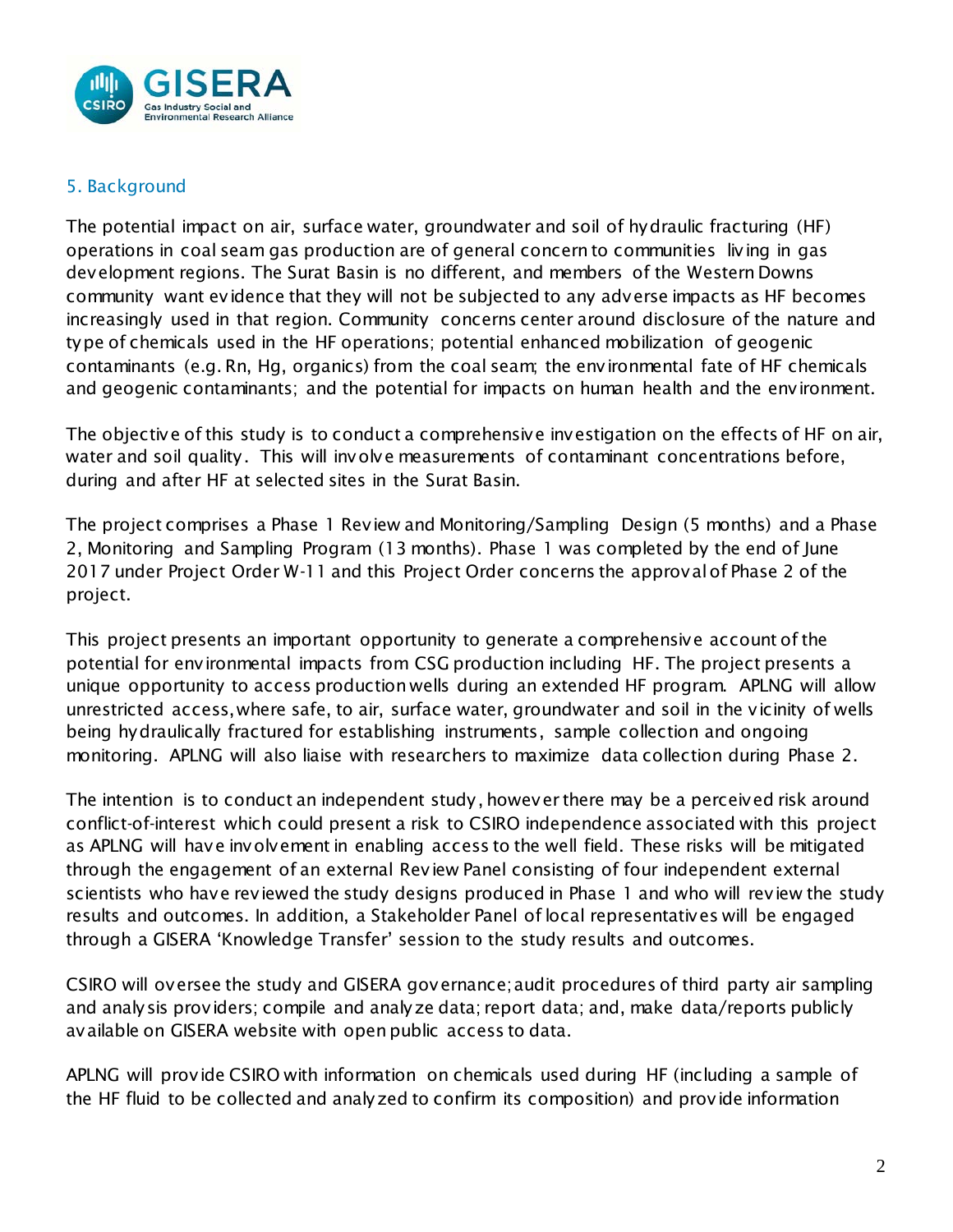## 5. Background

The potential impact on air, surface water, groundwater and soil of hydraulic fracturing (HF) operations in coal seam gas production are of general concern to communities living in gas development regions. The Surat Basin is no different, and members of the Western Downs community want evidence that they will not be subjected to any adverse impacts as HF becomes increasingly used in that region. Community concerns center around disclosure of the nature and type of chemicals used in the HF operations; potential enhanced mobilization of geogenic contaminants (e.g. Rn, Hg, organics) from the coal seam; the environmental fate of HF chemicals and geogenic contaminants; and the potential for impacts on human health and the environment.

The objective of this study is to conduct a comprehensive investigation on the effects of HF on air, water and soil quality. This will involve measurements of contaminant concentrations before, during and after HF at selected sites in the Surat Basin.

The project comprises a Phase 1 Review and Monitoring/Sampling Design (5 months) and a Phase 2, Monitoring and Sampling Program (13 months). Phase 1 was completed by the end of June 2017 under Project Order W-11 and this Project Order concerns the approval of Phase 2 of the project.

This project presents an important opportunity to generate a comprehensive account of the potential for environmental impacts from CSG production including HF. The project presents a unique opportunity to access production wells during an extended HF program. APLNG will allow unrestricted access, where safe, to air, surface water, groundwater and soil in the vicinity of wells being hydraulically fractured for establishing instruments, sample collection and ongoing monitoring. APLNG will also liaise with researchers to maximize data collection during Phase 2.

The intention is to conduct an independent study, however there may be a perceived risk around conflict-of-interest which could present a risk to CSIRO independence associated with this project as APLNG will have involvement in enabling access to the well field. These risks will be mitigated through the engagement of an external Review Panel consisting of four independent external scientists who have reviewed the study designs produced in Phase 1 and who will review the study results and outcomes. In addition, a Stakeholder Panel of local representatives will be engaged through a GISERA 'Knowledge Transfer' session to the study results and outcomes.

CSIRO will oversee the study and GISERA governance; audit procedures of third party air sampling and analysis providers; compile and analyze data; report data; and, make data/reports publicly available on GISERA website with open public access to data.

APLNG will provide CSIRO with information on chemicals used during HF (including a sample of the HF fluid to be collected and analyzed to confirm its composition) and provide information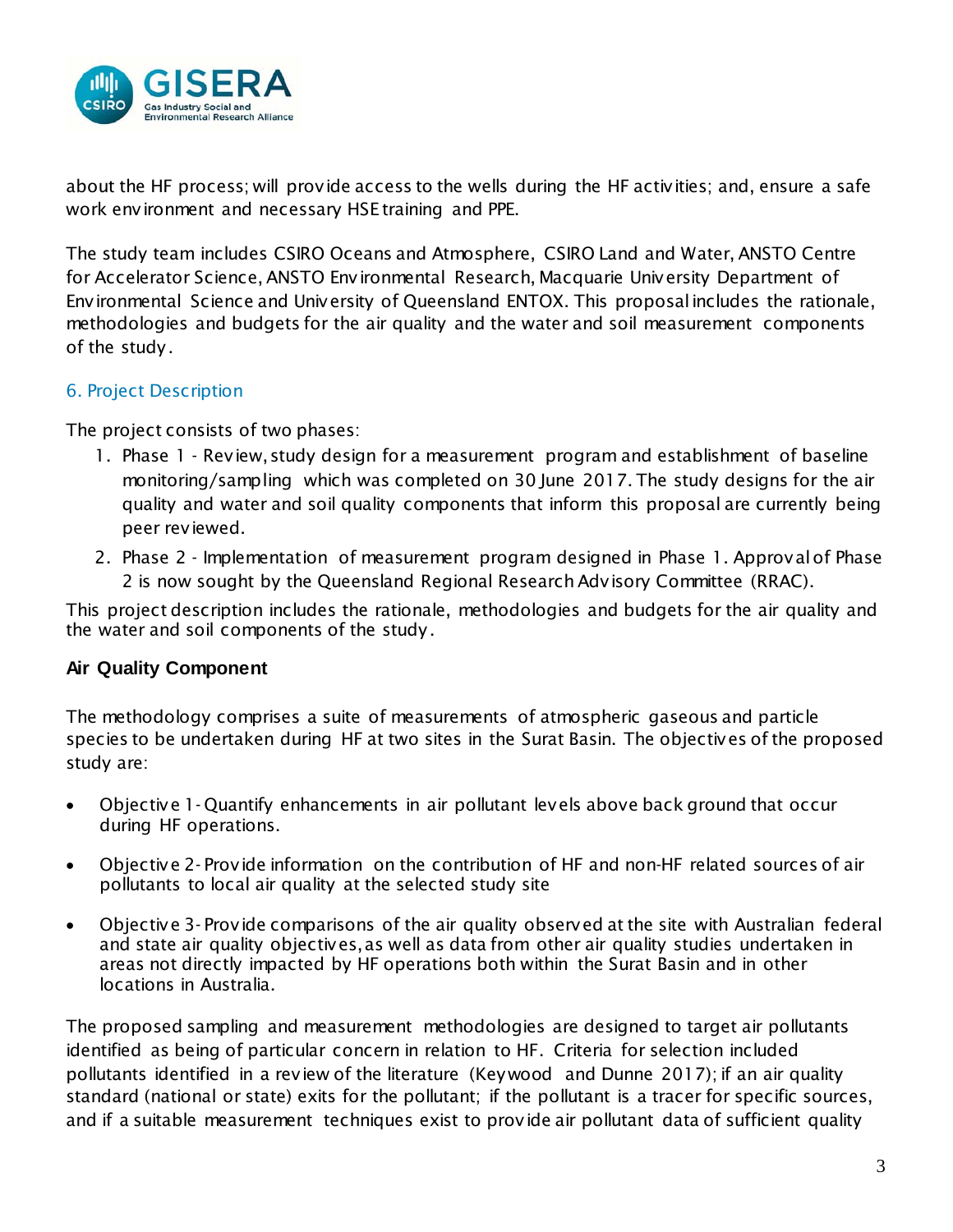about the HF process; will provide access to the wells during the HF activities; and, ensure a safe work environment and necessary HSE training and PPE.

The study team includes CSIRO Oceans and Atmosphere, CSIRO Land and Water, ANSTO Centre for Accelerator Science, ANSTO Environmental Research, Macquarie University Department of Environmental Science and University of Queensland ENTOX. This proposal includes the rationale, methodologies and budgets for the air quality and the water and soil measurement components of the study.

## 6. Project Description

The project consists of two phases:

1. Phase 1 - Review, study design for a measurement program and establishment of baseline monitoring/sampling which was completed on 30 June 2017. The study designs for the air quality and water and soil quality components that inform this proposal are currently being peer reviewed.
2. Phase 2 - Implementation of measurement program designed in Phase 1. Approval of Phase 2 is now sought by the Queensland Regional Research Advisory Committee (RRAC).

This project description includes the rationale, methodologies and budgets for the air quality and the water and soil components of the study.

### Air Quality Component

The methodology comprises a suite of measurements of atmospheric gaseous and particle species to be undertaken during HF at two sites in the Surat Basin. The objectives of the proposed study are:

- Objective 1- Quantify enhancements in air pollutant levels above back ground that occur during HF operations.
- Objective 2- Provide information on the contribution of HF and non-HF related sources of air pollutants to local air quality at the selected study site
- Objective 3- Provide comparisons of the air quality observed at the site with Australian federal and state air quality objectives, as well as data from other air quality studies undertaken in areas not directly impacted by HF operations both within the Surat Basin and in other locations in Australia.

The proposed sampling and measurement methodologies are designed to target air pollutants identified as being of particular concern in relation to HF. Criteria for selection included pollutants identified in a review of the literature (Keywood and Dunne 2017); if an air quality standard (national or state) exits for the pollutant; if the pollutant is a tracer for specific sources, and if a suitable measurement techniques exist to provide air pollutant data of sufficient quality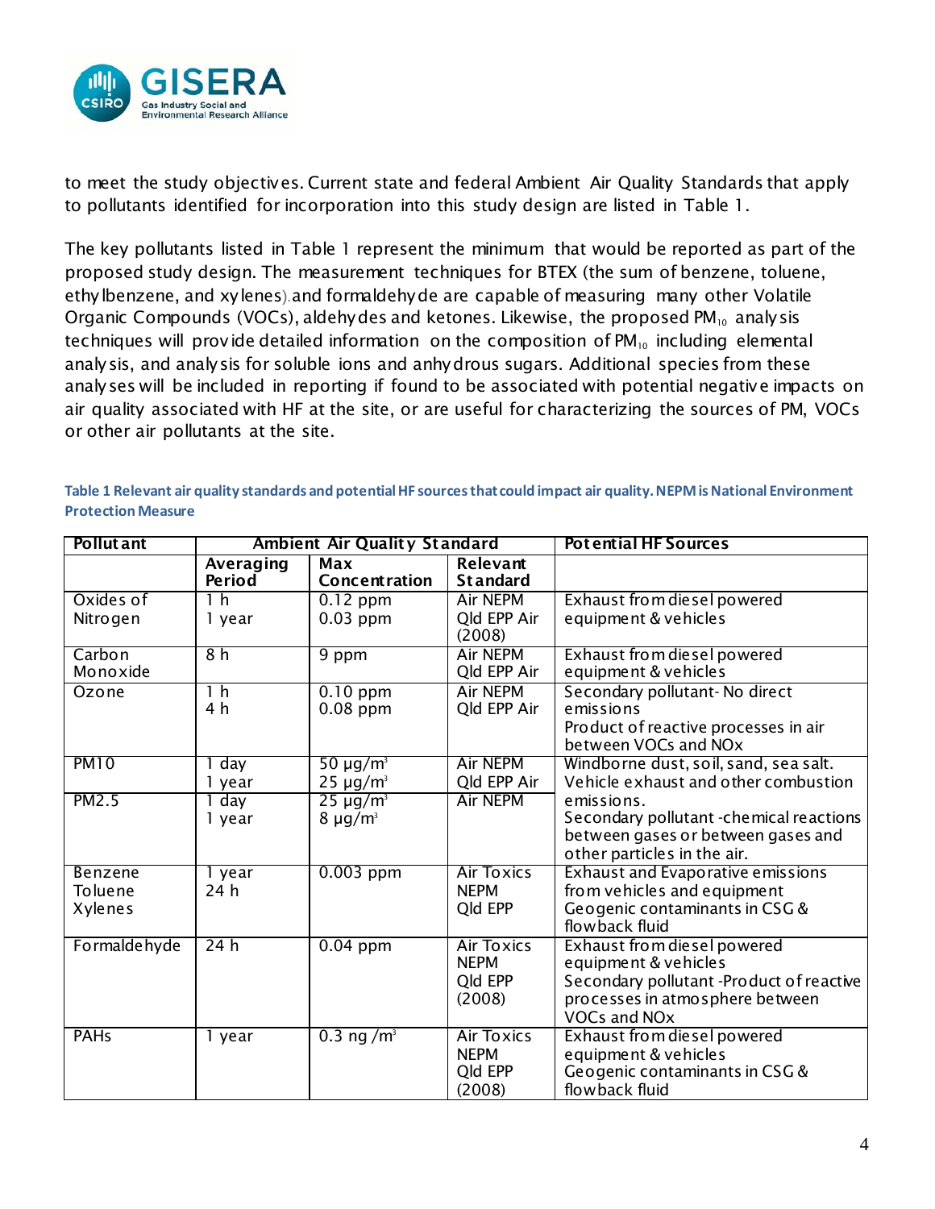to meet the study objectives. Current state and federal Ambient Air Quality Standards that apply to pollutants identified for incorporation into this study design are listed in Table 1.

The key pollutants listed in Table 1 represent the minimum that would be reported as part of the proposed study design. The measurement techniques for BTEX (the sum of benzene, toluene, ethylbenzene, and xylenes).and formaldehyde are capable of measuring many other Volatile Organic Compounds (VOCs), aldehydes and ketones. Likewise, the proposed $PM_{10}$ analysis techniques will provide detailed information on the composition of $PM_{10}$ including elemental analysis, and analysis for soluble ions and anhydrous sugars. Additional species from these analyses will be included in reporting if found to be associated with potential negative impacts on air quality associated with HF at the site, or are useful for characterizing the sources of PM, VOCs or other air pollutants at the site.

**Table 1 Relevant air quality standards and potential HF sources that could impact air quality. NEPM is National Environment Protection Measure**

| Pollutant | Ambient Air Quality Standard | | | Potential HF Sources |
|---|---|---|---|---|
| | Averaging Period | Max Concentration | Relevant Standard | |
| Oxides of Nitrogen | 1 h<br>1 year | 0.12 ppm<br>0.03 ppm | Air NEPM<br>Qld EPP Air (2008) | Exhaust from diesel powered equipment & vehicles |
| Carbon Monoxide | 8 h | 9 ppm | Air NEPM<br>Qld EPP Air | Exhaust from diesel powered equipment & vehicles |
| Ozone | 1 h<br>4 h | 0.10 ppm<br>0.08 ppm | Air NEPM<br>Qld EPP Air | Secondary pollutant- No direct emissions<br>Product of reactive processes in air between VOCs and NOx |
| PM10 | 1 day<br>1 year | 50 µg/m³<br>25 µg/m³ | Air NEPM<br>Qld EPP Air | Windborne dust, soil, sand, sea salt. Vehicle exhaust and other combustion emissions.<br>Secondary pollutant -chemical reactions between gases or between gases and other particles in the air. |
| PM2.5 | 1 day<br>1 year | 25 µg/m³<br>8 µg/m³ | Air NEPM | |
| Benzene<br>Toluene<br>Xylenes | 1 year<br>24 h | 0.003 ppm | Air Toxics NEPM<br>Qld EPP | Exhaust and Evaporative emissions from vehicles and equipment<br>Geogenic contaminants in CSG & flowback fluid |
| Formaldehyde | 24 h | 0.04 ppm | Air Toxics NEPM<br>Qld EPP (2008) | Exhaust from diesel powered equipment & vehicles<br>Secondary pollutant -Product of reactive processes in atmosphere between VOCs and NOx |
| PAHs | 1 year | 0.3 ng /m³ | Air Toxics NEPM<br>Qld EPP (2008) | Exhaust from diesel powered equipment & vehicles<br>Geogenic contaminants in CSG & flowback fluid |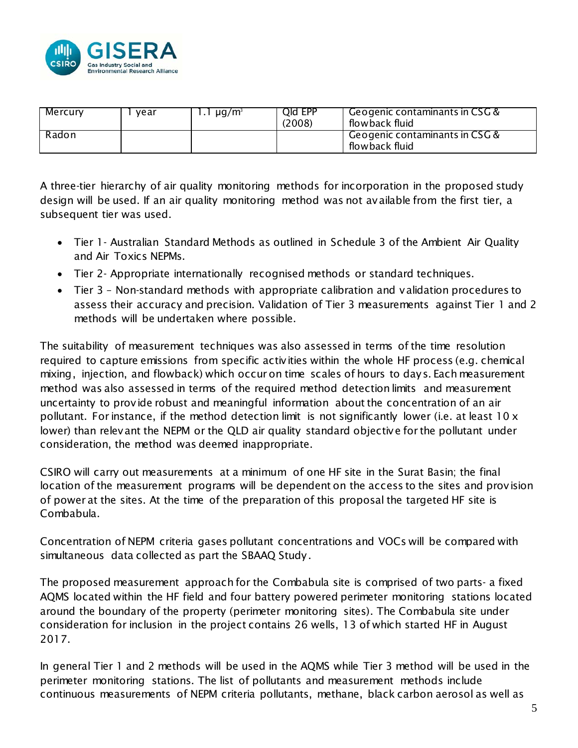| Mercury | 1 year | 1.1 µg/m³ | Qld EPP (2008) | Geogenic contaminants in CSG & flowback fluid |
|---|---|---|---|---|
| Radon | | | | Geogenic contaminants in CSG & flowback fluid |

A three-tier hierarchy of air quality monitoring methods for incorporation in the proposed study design will be used. If an air quality monitoring method was not available from the first tier, a subsequent tier was used.

- Tier 1- Australian Standard Methods as outlined in Schedule 3 of the Ambient Air Quality and Air Toxics NEPMs.
- Tier 2- Appropriate internationally recognised methods or standard techniques.
- Tier 3 – Non-standard methods with appropriate calibration and validation procedures to assess their accuracy and precision. Validation of Tier 3 measurements against Tier 1 and 2 methods will be undertaken where possible.

The suitability of measurement techniques was also assessed in terms of the time resolution required to capture emissions from specific activities within the whole HF process (e.g. chemical mixing, injection, and flowback) which occur on time scales of hours to days. Each measurement method was also assessed in terms of the required method detection limits and measurement uncertainty to provide robust and meaningful information about the concentration of an air pollutant. For instance, if the method detection limit is not significantly lower (i.e. at least 10 x lower) than relevant the NEPM or the QLD air quality standard objective for the pollutant under consideration, the method was deemed inappropriate.

CSIRO will carry out measurements at a minimum of one HF site in the Surat Basin; the final location of the measurement programs will be dependent on the access to the sites and provision of power at the sites. At the time of the preparation of this proposal the targeted HF site is Combabula.

Concentration of NEPM criteria gases pollutant concentrations and VOCs will be compared with simultaneous data collected as part the SBAAQ Study.

The proposed measurement approach for the Combabula site is comprised of two parts- a fixed AQMS located within the HF field and four battery powered perimeter monitoring stations located around the boundary of the property (perimeter monitoring sites). The Combabula site under consideration for inclusion in the project contains 26 wells, 13 of which started HF in August 2017.

In general Tier 1 and 2 methods will be used in the AQMS while Tier 3 method will be used in the perimeter monitoring stations. The list of pollutants and measurement methods include continuous measurements of NEPM criteria pollutants, methane, black carbon aerosol as well as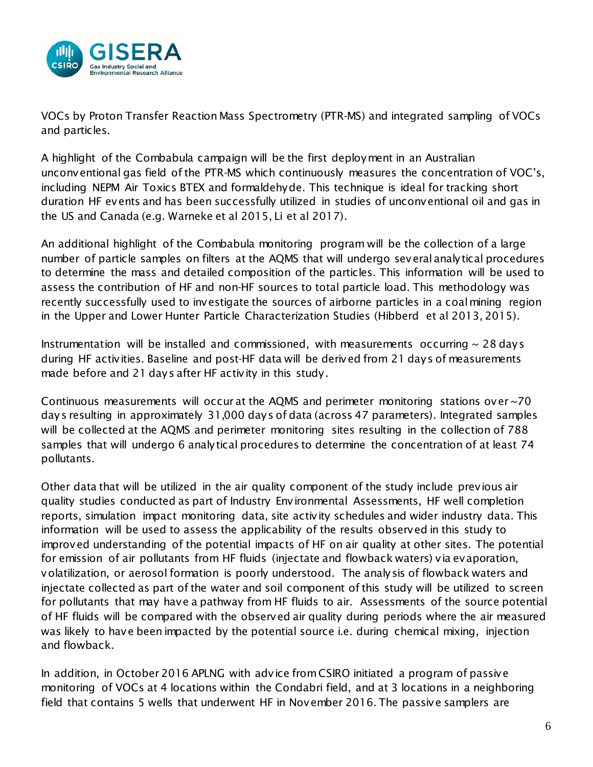VOCs by Proton Transfer Reaction Mass Spectrometry (PTR-MS) and integrated sampling of VOCs and particles.

A highlight of the Combabula campaign will be the first deployment in an Australian unconventional gas field of the PTR-MS which continuously measures the concentration of VOC's, including NEPM Air Toxics BTEX and formaldehyde. This technique is ideal for tracking short duration HF events and has been successfully utilized in studies of unconventional oil and gas in the US and Canada (e.g. Warneke et al 2015, Li et al 2017).

An additional highlight of the Combabula monitoring program will be the collection of a large number of particle samples on filters at the AQMS that will undergo several analytical procedures to determine the mass and detailed composition of the particles. This information will be used to assess the contribution of HF and non-HF sources to total particle load. This methodology was recently successfully used to investigate the sources of airborne particles in a coal mining region in the Upper and Lower Hunter Particle Characterization Studies (Hibberd et al 2013, 2015).

Instrumentation will be installed and commissioned, with measurements occurring ~ 28 days during HF activities. Baseline and post-HF data will be derived from 21 days of measurements made before and 21 days after HF activity in this study.

Continuous measurements will occur at the AQMS and perimeter monitoring stations over ~70 days resulting in approximately 31,000 days of data (across 47 parameters). Integrated samples will be collected at the AQMS and perimeter monitoring sites resulting in the collection of 788 samples that will undergo 6 analytical procedures to determine the concentration of at least 74 pollutants.

Other data that will be utilized in the air quality component of the study include previous air quality studies conducted as part of Industry Environmental Assessments, HF well completion reports, simulation impact monitoring data, site activity schedules and wider industry data. This information will be used to assess the applicability of the results observed in this study to improved understanding of the potential impacts of HF on air quality at other sites. The potential for emission of air pollutants from HF fluids (injectate and flowback waters) via evaporation, volatilization, or aerosol formation is poorly understood. The analysis of flowback waters and injectate collected as part of the water and soil component of this study will be utilized to screen for pollutants that may have a pathway from HF fluids to air. Assessments of the source potential of HF fluids will be compared with the observed air quality during periods where the air measured was likely to have been impacted by the potential source i.e. during chemical mixing, injection and flowback.

In addition, in October 2016 APLNG with advice from CSIRO initiated a program of passive monitoring of VOCs at 4 locations within the Condabri field, and at 3 locations in a neighboring field that contains 5 wells that underwent HF in November 2016. The passive samplers are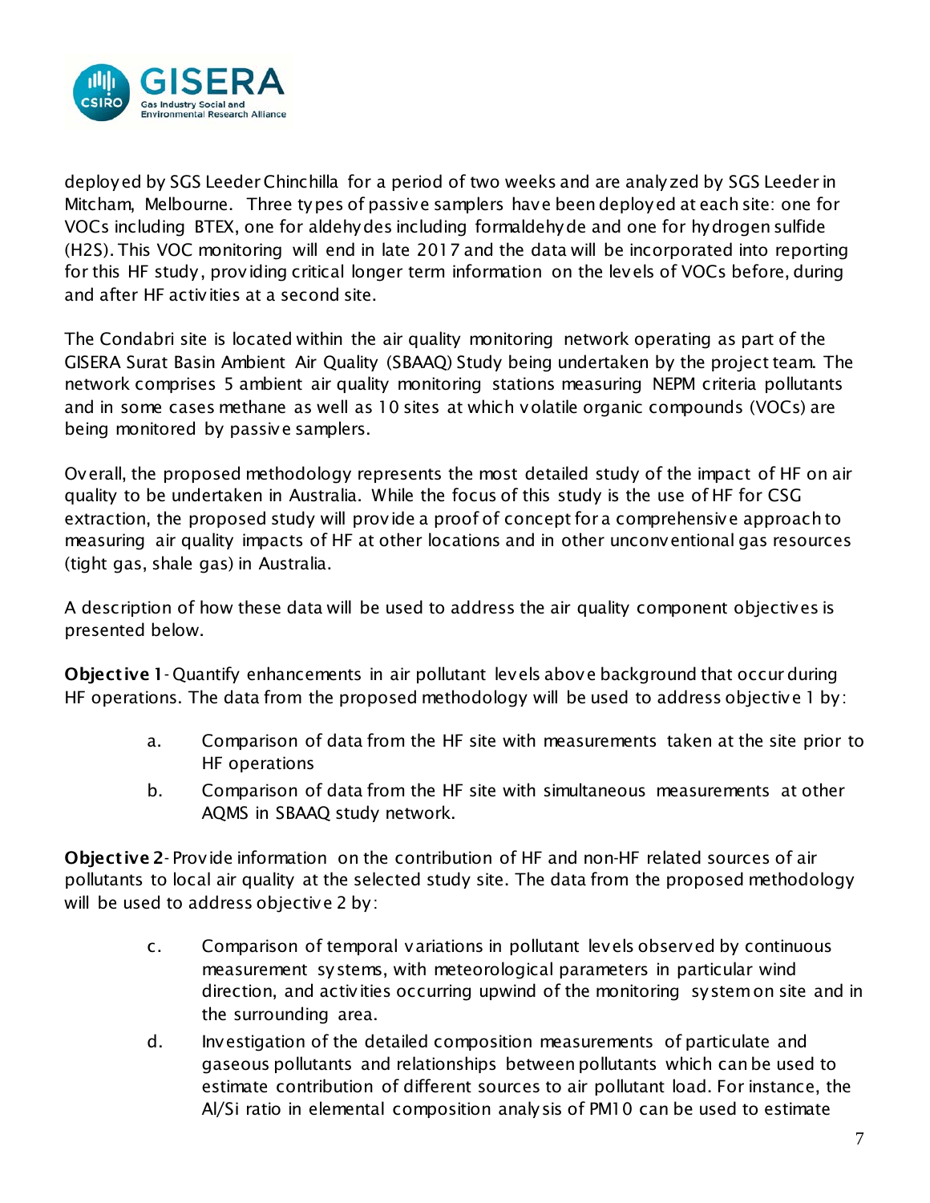deployed by SGS Leeder Chinchilla for a period of two weeks and are analyzed by SGS Leeder in Mitcham, Melbourne. Three types of passive samplers have been deployed at each site: one for VOCs including BTEX, one for aldehydes including formaldehyde and one for hydrogen sulfide ($H_2S$). This VOC monitoring will end in late 2017 and the data will be incorporated into reporting for this HF study, providing critical longer term information on the levels of VOCs before, during and after HF activities at a second site.

The Condabri site is located within the air quality monitoring network operating as part of the GISERA Surat Basin Ambient Air Quality (SBAAQ) Study being undertaken by the project team. The network comprises 5 ambient air quality monitoring stations measuring NEPM criteria pollutants and in some cases methane as well as 10 sites at which volatile organic compounds (VOCs) are being monitored by passive samplers.

Overall, the proposed methodology represents the most detailed study of the impact of HF on air quality to be undertaken in Australia. While the focus of this study is the use of HF for CSG extraction, the proposed study will provide a proof of concept for a comprehensive approach to measuring air quality impacts of HF at other locations and in other unconventional gas resources (tight gas, shale gas) in Australia.

A description of how these data will be used to address the air quality component objectives is presented below.

**Objective 1** - Quantify enhancements in air pollutant levels above background that occur during HF operations. The data from the proposed methodology will be used to address objective 1 by:

a. Comparison of data from the HF site with measurements taken at the site prior to HF operations
b. Comparison of data from the HF site with simultaneous measurements at other AQMS in SBAAQ study network.

**Objective 2** - Provide information on the contribution of HF and non-HF related sources of air pollutants to local air quality at the selected study site. The data from the proposed methodology will be used to address objective 2 by:

c. Comparison of temporal variations in pollutant levels observed by continuous measurement systems, with meteorological parameters in particular wind direction, and activities occurring upwind of the monitoring system on site and in the surrounding area.
d. Investigation of the detailed composition measurements of particulate and gaseous pollutants and relationships between pollutants which can be used to estimate contribution of different sources to air pollutant load. For instance, the Al/Si ratio in elemental composition analysis of PM10 can be used to estimate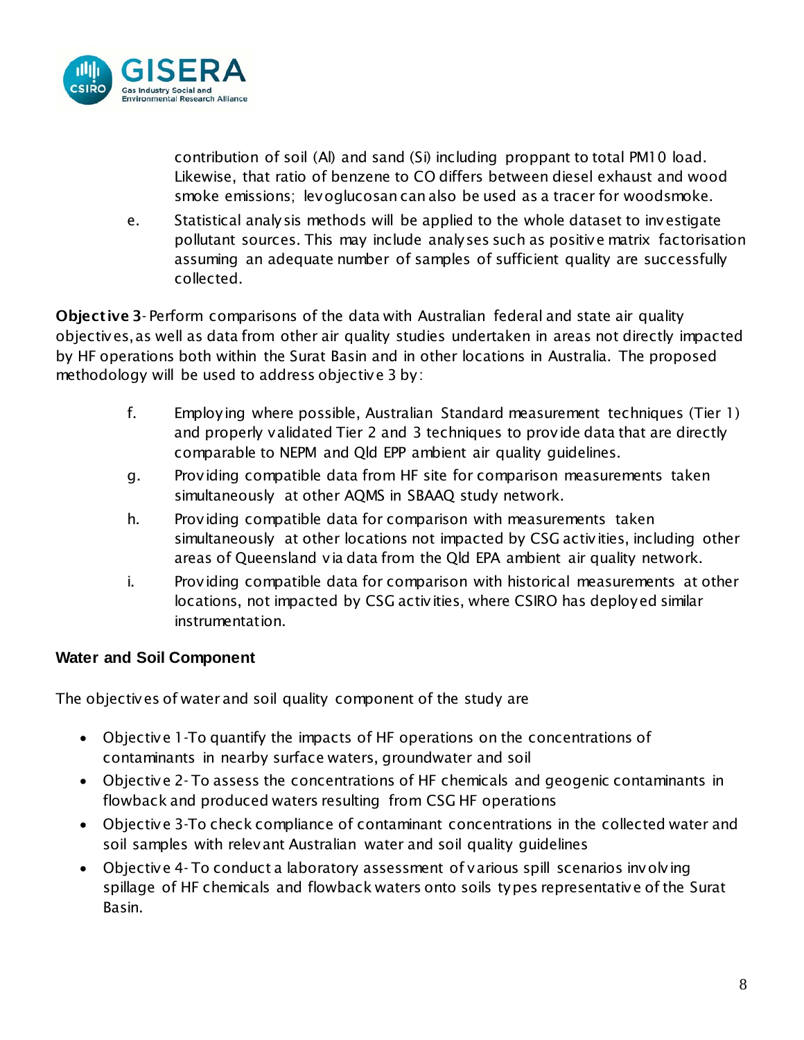contribution of soil (Al) and sand (Si) including proppant to total PM10 load. Likewise, that ratio of benzene to CO differs between diesel exhaust and wood smoke emissions; levoglucosan can also be used as a tracer for woodsmoke.

e. Statistical analysis methods will be applied to the whole dataset to investigate pollutant sources. This may include analyses such as positive matrix factorisation assuming an adequate number of samples of sufficient quality are successfully collected.

**Objective 3**- Perform comparisons of the data with Australian federal and state air quality objectives, as well as data from other air quality studies undertaken in areas not directly impacted by HF operations both within the Surat Basin and in other locations in Australia. The proposed methodology will be used to address objective 3 by:

f. Employing where possible, Australian Standard measurement techniques (Tier 1) and properly validated Tier 2 and 3 techniques to provide data that are directly comparable to NEPM and Qld EPP ambient air quality guidelines.

g. Providing compatible data from HF site for comparison measurements taken simultaneously at other AQMS in SBAAQ study network.

h. Providing compatible data for comparison with measurements taken simultaneously at other locations not impacted by CSG activities, including other areas of Queensland via data from the Qld EPA ambient air quality network.

i. Providing compatible data for comparison with historical measurements at other locations, not impacted by CSG activities, where CSIRO has deployed similar instrumentation.

**Water and Soil Component**

The objectives of water and soil quality component of the study are

- Objective 1-To quantify the impacts of HF operations on the concentrations of contaminants in nearby surface waters, groundwater and soil
- Objective 2- To assess the concentrations of HF chemicals and geogenic contaminants in flowback and produced waters resulting from CSG HF operations
- Objective 3-To check compliance of contaminant concentrations in the collected water and soil samples with relevant Australian water and soil quality guidelines
- Objective 4- To conduct a laboratory assessment of various spill scenarios involving spillage of HF chemicals and flowback waters onto soils types representative of the Surat Basin.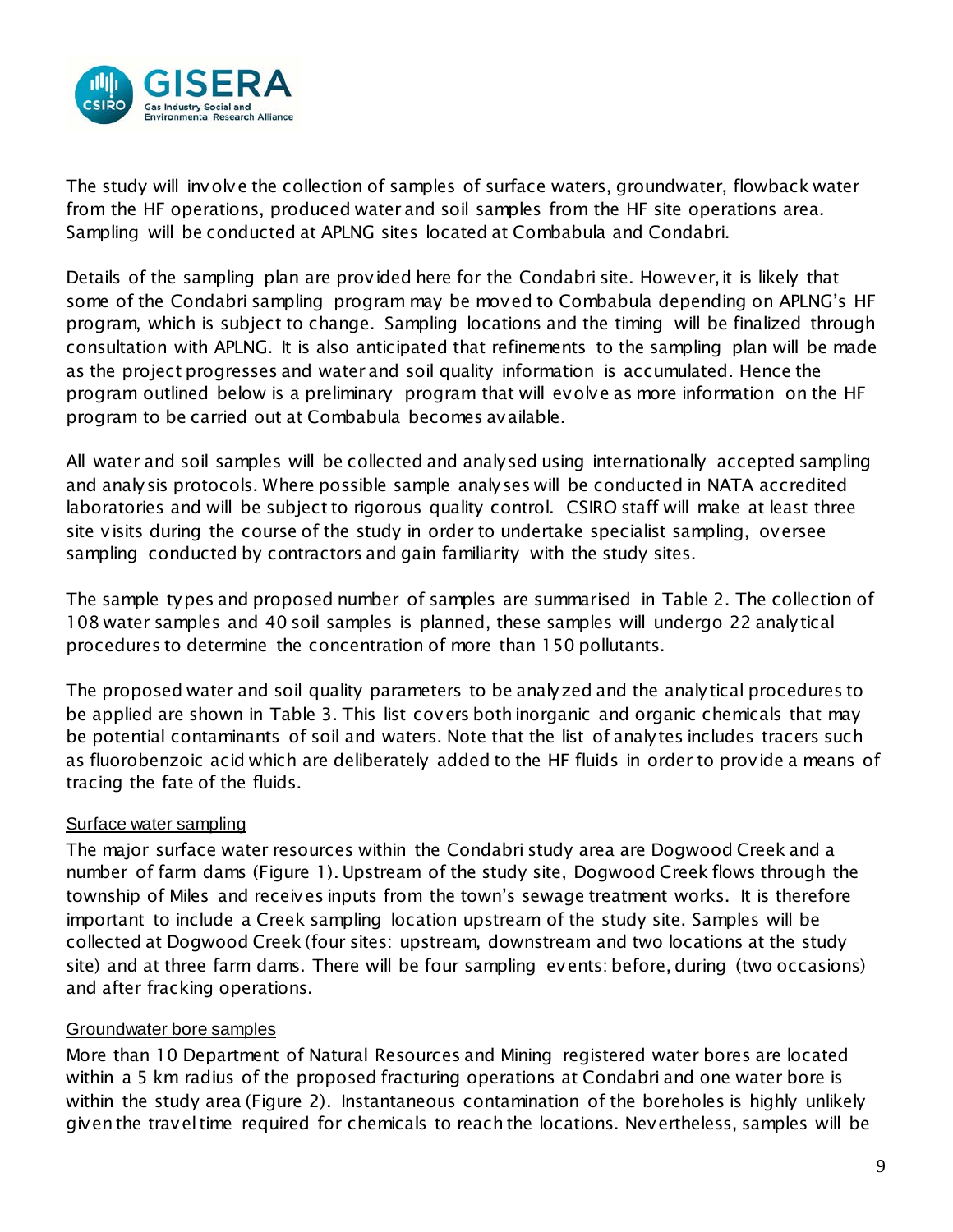The study will involve the collection of samples of surface waters, groundwater, flowback water from the HF operations, produced water and soil samples from the HF site operations area. Sampling will be conducted at APLNG sites located at Combabula and Condabri.

Details of the sampling plan are provided here for the Condabri site. However, it is likely that some of the Condabri sampling program may be moved to Combabula depending on APLNG's HF program, which is subject to change. Sampling locations and the timing will be finalized through consultation with APLNG. It is also anticipated that refinements to the sampling plan will be made as the project progresses and water and soil quality information is accumulated. Hence the program outlined below is a preliminary program that will evolve as more information on the HF program to be carried out at Combabula becomes available.

All water and soil samples will be collected and analysed using internationally accepted sampling and analysis protocols. Where possible sample analyses will be conducted in NATA accredited laboratories and will be subject to rigorous quality control. CSIRO staff will make at least three site visits during the course of the study in order to undertake specialist sampling, oversee sampling conducted by contractors and gain familiarity with the study sites.

The sample types and proposed number of samples are summarised in Table 2. The collection of 108 water samples and 40 soil samples is planned, these samples will undergo 22 analytical procedures to determine the concentration of more than 150 pollutants.

The proposed water and soil quality parameters to be analyzed and the analytical procedures to be applied are shown in Table 3. This list covers both inorganic and organic chemicals that may be potential contaminants of soil and waters. Note that the list of analytes includes tracers such as fluorobenzoic acid which are deliberately added to the HF fluids in order to provide a means of tracing the fate of the fluids.

### Surface water sampling

The major surface water resources within the Condabri study area are Dogwood Creek and a number of farm dams (Figure 1). Upstream of the study site, Dogwood Creek flows through the township of Miles and receives inputs from the town's sewage treatment works. It is therefore important to include a Creek sampling location upstream of the study site. Samples will be collected at Dogwood Creek (four sites: upstream, downstream and two locations at the study site) and at three farm dams. There will be four sampling events: before, during (two occasions) and after fracking operations.

### Groundwater bore samples

More than 10 Department of Natural Resources and Mining registered water bores are located within a 5 km radius of the proposed fracturing operations at Condabri and one water bore is within the study area (Figure 2). Instantaneous contamination of the boreholes is highly unlikely given the travel time required for chemicals to reach the locations. Nevertheless, samples will be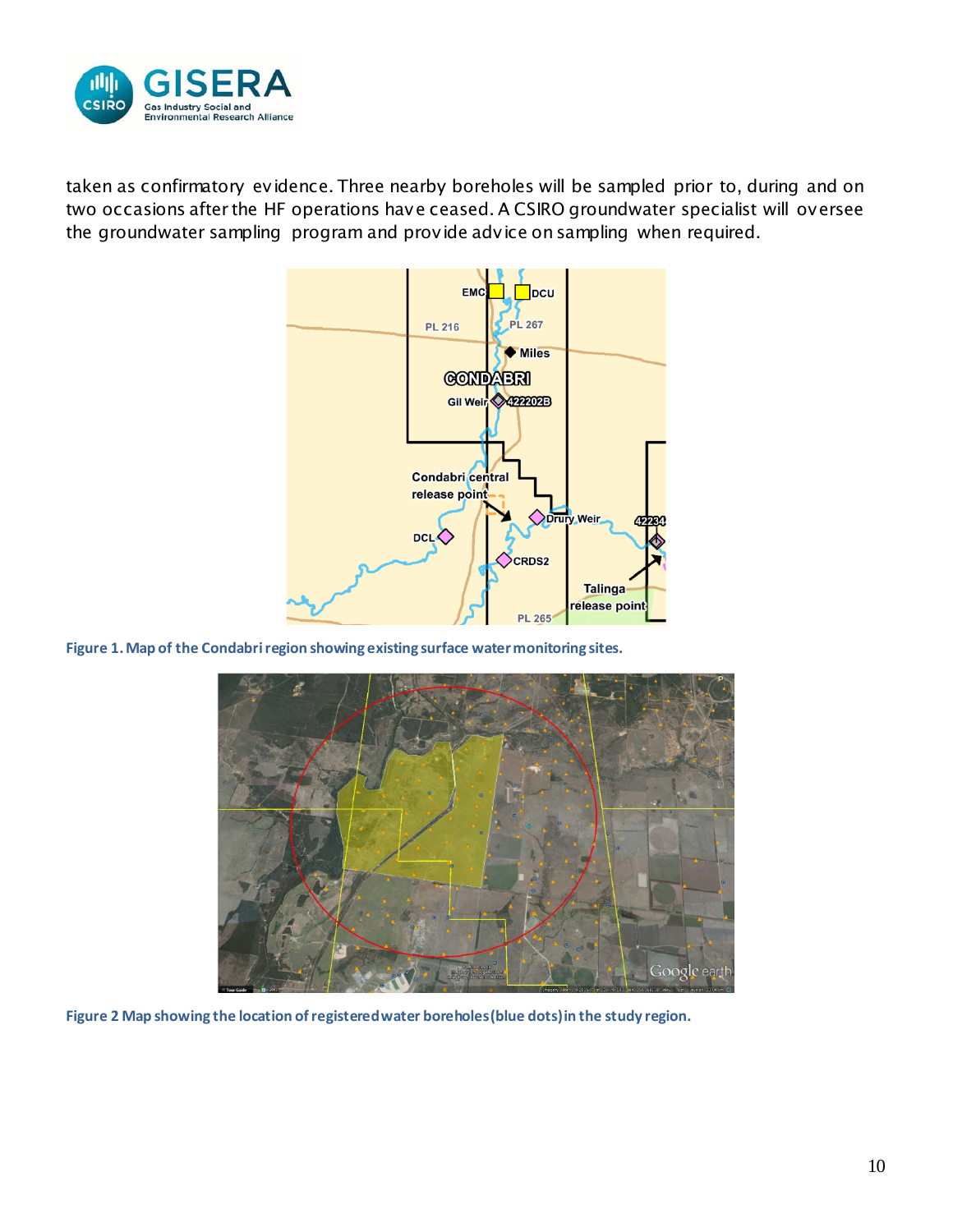taken as confirmatory evidence. Three nearby boreholes will be sampled prior to, during and on two occasions after the HF operations have ceased. A CSIRO groundwater specialist will oversee the groundwater sampling program and provide advice on sampling when required.

**Figure 1. Map of the Condabri region showing existing surface water monitoring sites.**

**Figure 2 Map showing the location of registered water boreholes (blue dots) in the study region.**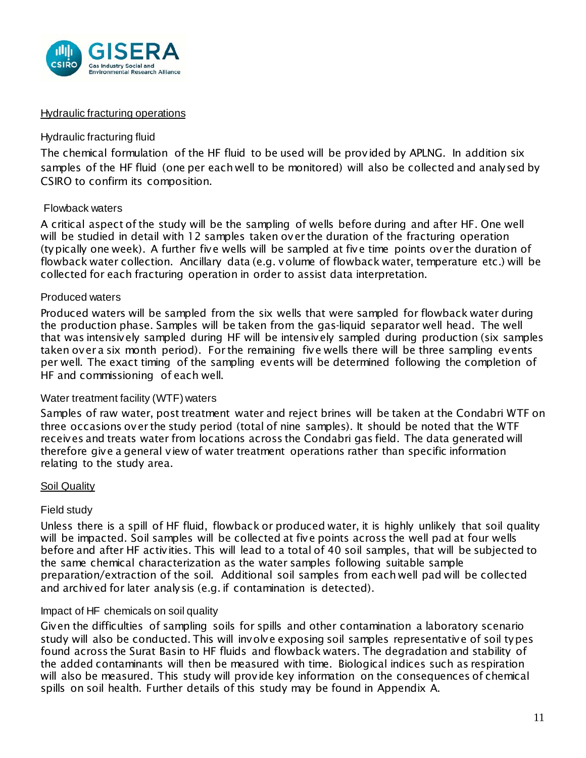## Hydraulic fracturing operations

### Hydraulic fracturing fluid

The chemical formulation of the HF fluid to be used will be provided by APLNG. In addition six samples of the HF fluid (one per each well to be monitored) will also be collected and analysed by CSIRO to confirm its composition.

### Flowback waters

A critical aspect of the study will be the sampling of wells before during and after HF. One well will be studied in detail with 12 samples taken over the duration of the fracturing operation (typically one week). A further five wells will be sampled at five time points over the duration of flowback water collection. Ancillary data (e.g. volume of flowback water, temperature etc.) will be collected for each fracturing operation in order to assist data interpretation.

### Produced waters

Produced waters will be sampled from the six wells that were sampled for flowback water during the production phase. Samples will be taken from the gas-liquid separator well head. The well that was intensively sampled during HF will be intensively sampled during production (six samples taken over a six month period). For the remaining five wells there will be three sampling events per well. The exact timing of the sampling events will be determined following the completion of HF and commissioning of each well.

### Water treatment facility (WTF) waters

Samples of raw water, post treatment water and reject brines will be taken at the Condabri WTF on three occasions over the study period (total of nine samples). It should be noted that the WTF receives and treats water from locations across the Condabri gas field. The data generated will therefore give a general view of water treatment operations rather than specific information relating to the study area.

## Soil Quality

### Field study

Unless there is a spill of HF fluid, flowback or produced water, it is highly unlikely that soil quality will be impacted. Soil samples will be collected at five points across the well pad at four wells before and after HF activities. This will lead to a total of 40 soil samples, that will be subjected to the same chemical characterization as the water samples following suitable sample preparation/extraction of the soil. Additional soil samples from each well pad will be collected and archived for later analysis (e.g. if contamination is detected).

### Impact of HF chemicals on soil quality

Given the difficulties of sampling soils for spills and other contamination a laboratory scenario study will also be conducted. This will involve exposing soil samples representative of soil types found across the Surat Basin to HF fluids and flowback waters. The degradation and stability of the added contaminants will then be measured with time. Biological indices such as respiration will also be measured. This study will provide key information on the consequences of chemical spills on soil health. Further details of this study may be found in Appendix A.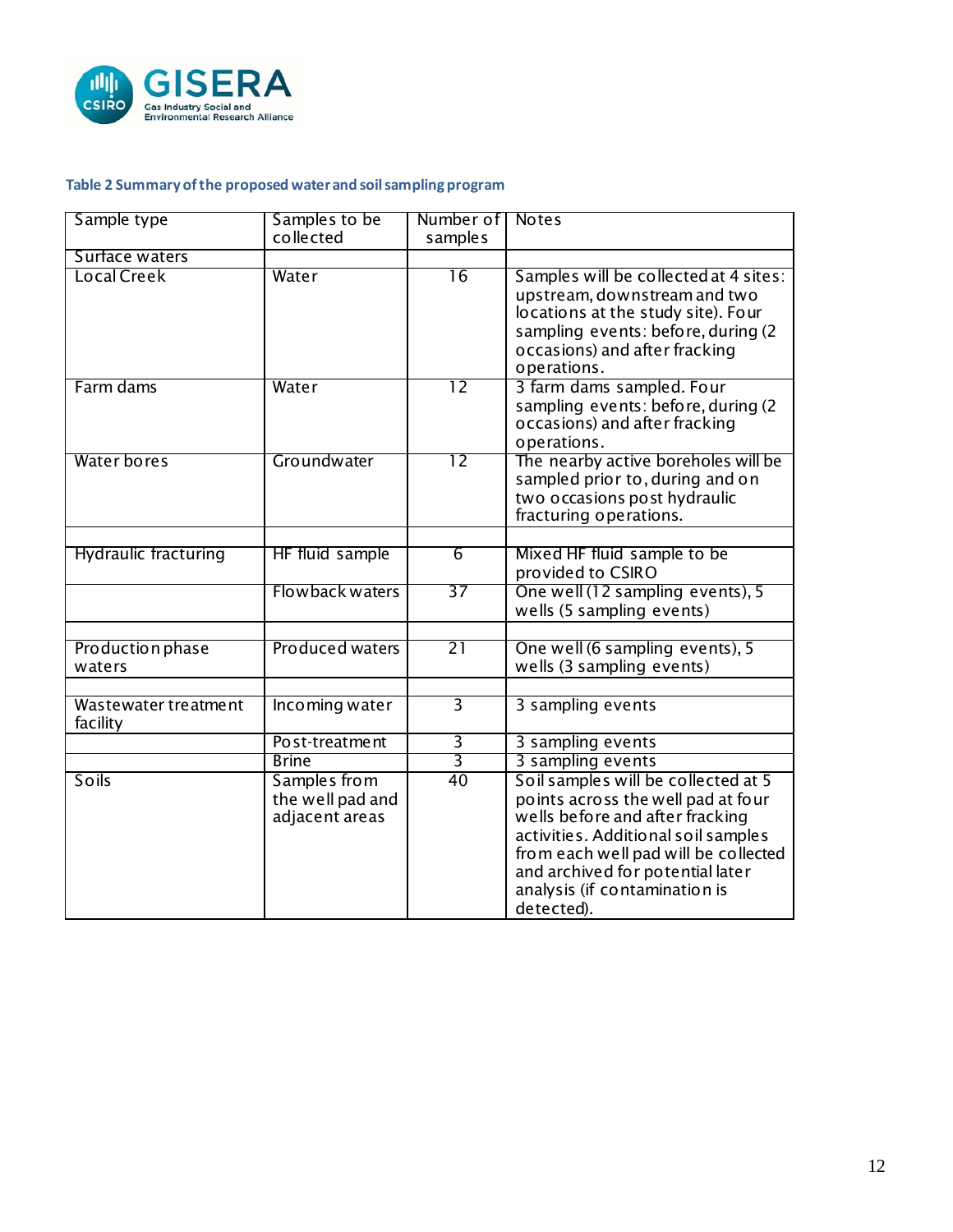**Table 2 Summary of the proposed water and soil sampling program**

| Sample type | Samples to be collected | Number of samples | Notes |
|---|---|---|---|
| Surface waters | | | |
| Local Creek | Water | 16 | Samples will be collected at 4 sites: upstream, downstream and two locations at the study site). Four sampling events: before, during (2 occasions) and after fracking operations. |
| Farm dams | Water | 12 | 3 farm dams sampled. Four sampling events: before, during (2 occasions) and after fracking operations. |
| Water bores | Groundwater | 12 | The nearby active boreholes will be sampled prior to, during and on two occasions post hydraulic fracturing operations. |
| | | | |
| Hydraulic fracturing | HF fluid sample | 6 | Mixed HF fluid sample to be provided to CSIRO |
| | Flowback waters | 37 | One well (12 sampling events), 5 wells (5 sampling events) |
| | | | |
| Production phase waters | Produced waters | 21 | One well (6 sampling events), 5 wells (3 sampling events) |
| | | | |
| Wastewater treatment facility | Incoming water | 3 | 3 sampling events |
| | Post-treatment | 3 | 3 sampling events |
| | Brine | 3 | 3 sampling events |
| Soils | Samples from the well pad and adjacent areas | 40 | Soil samples will be collected at 5 points across the well pad at four wells before and after fracking activities. Additional soil samples from each well pad will be collected and archived for potential later analysis (if contamination is detected). |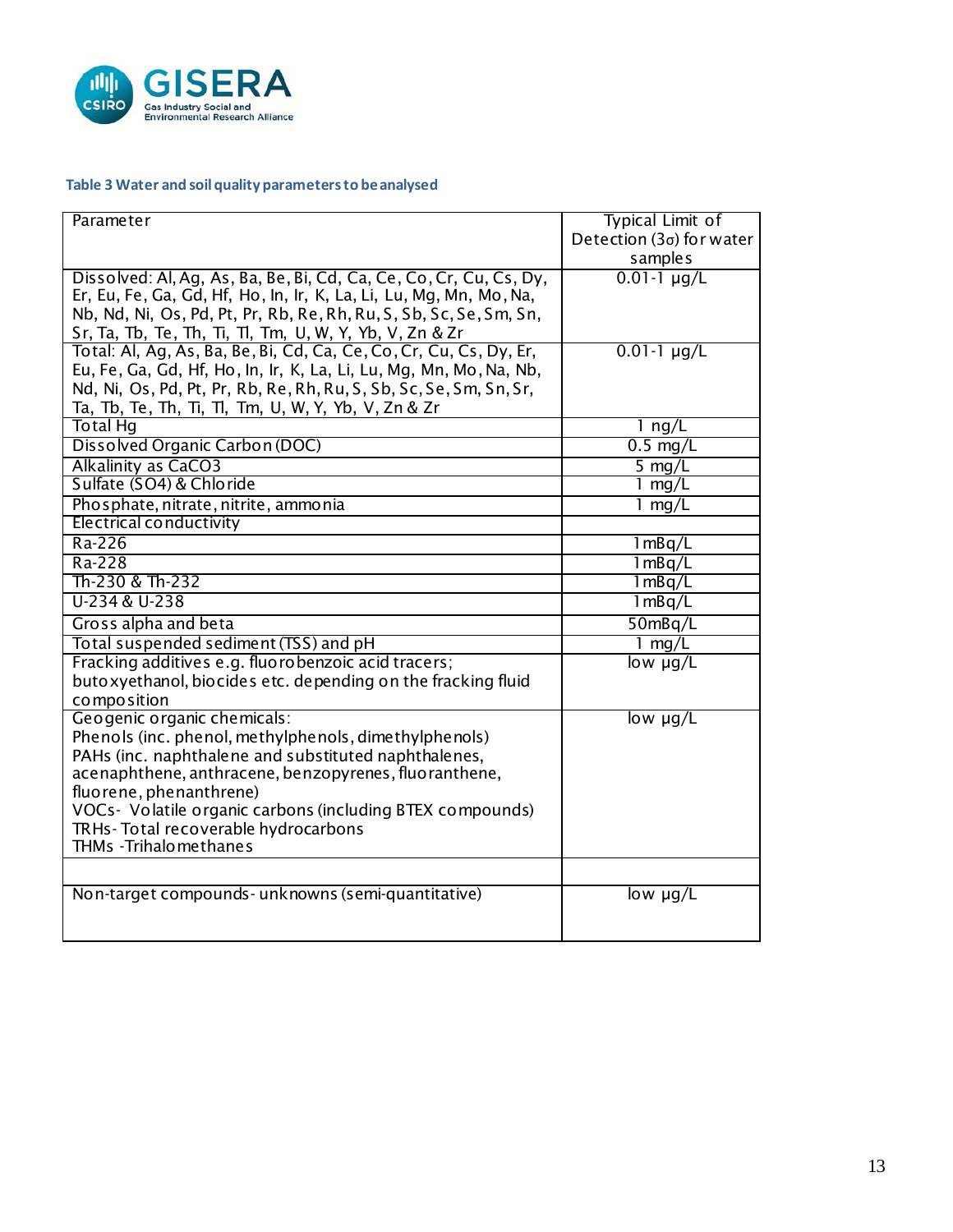**Table 3 Water and soil quality parameters to be analysed**

| Parameter | Typical Limit of Detection (3σ) for water samples |
|---|---|
| Dissolved: Al, Ag, As, Ba, Be, Bi, Cd, Ca, Ce, Co, Cr, Cu, Cs, Dy, Er, Eu, Fe, Ga, Gd, Hf, Ho, In, Ir, K, La, Li, Lu, Mg, Mn, Mo, Na, Nb, Nd, Ni, Os, Pd, Pt, Pr, Rb, Re, Rh, Ru, S, Sb, Sc, Se, Sm, Sn, Sr, Ta, Tb, Te, Th, Ti, Tl, Tm, U, W, Y, Yb, V, Zn & Zr | 0.01-1 µg/L |
| Total: Al, Ag, As, Ba, Be, Bi, Cd, Ca, Ce, Co, Cr, Cu, Cs, Dy, Er, Eu, Fe, Ga, Gd, Hf, Ho, In, Ir, K, La, Li, Lu, Mg, Mn, Mo, Na, Nb, Nd, Ni, Os, Pd, Pt, Pr, Rb, Re, Rh, Ru, S, Sb, Sc, Se, Sm, Sn, Sr, Ta, Tb, Te, Th, Ti, Tl, Tm, U, W, Y, Yb, V, Zn & Zr | 0.01-1 µg/L |
| Total Hg | 1 ng/L |
| Dissolved Organic Carbon (DOC) | 0.5 mg/L |
| Alkalinity as $CaCO_3$ | 5 mg/L |
| Sulfate ($SO_4$) & Chloride | 1 mg/L |
| Phosphate, nitrate, nitrite, ammonia | 1 mg/L |
| Electrical conductivity | |
| Ra-226 | 1 mBq/L |
| Ra-228 | 1 mBq/L |
| Th-230 & Th-232 | 1 mBq/L |
| U-234 & U-238 | 1 mBq/L |
| Gross alpha and beta | 50mBq/L |
| Total suspended sediment (TSS) and pH | 1 mg/L |
| Fracking additives e.g. fluorobenzoic acid tracers; butoxyethanol, biocides etc. depending on the fracking fluid composition | low µg/L |
| Geogenic organic chemicals:<br>Phenols (inc. phenol, methylphenols, dimethylphenols)<br>PAHs (inc. naphthalene and substituted naphthalenes, acenaphthene, anthracene, benzopyrenes, fluoranthene, fluorene, phenanthrene)<br>VOCs- Volatile organic carbons (including BTEX compounds)<br>TRHs- Total recoverable hydrocarbons<br>THMs -Trihalomethanes | low µg/L |
| | |
| Non-target compounds- unknowns (semi-quantitative) | low µg/L |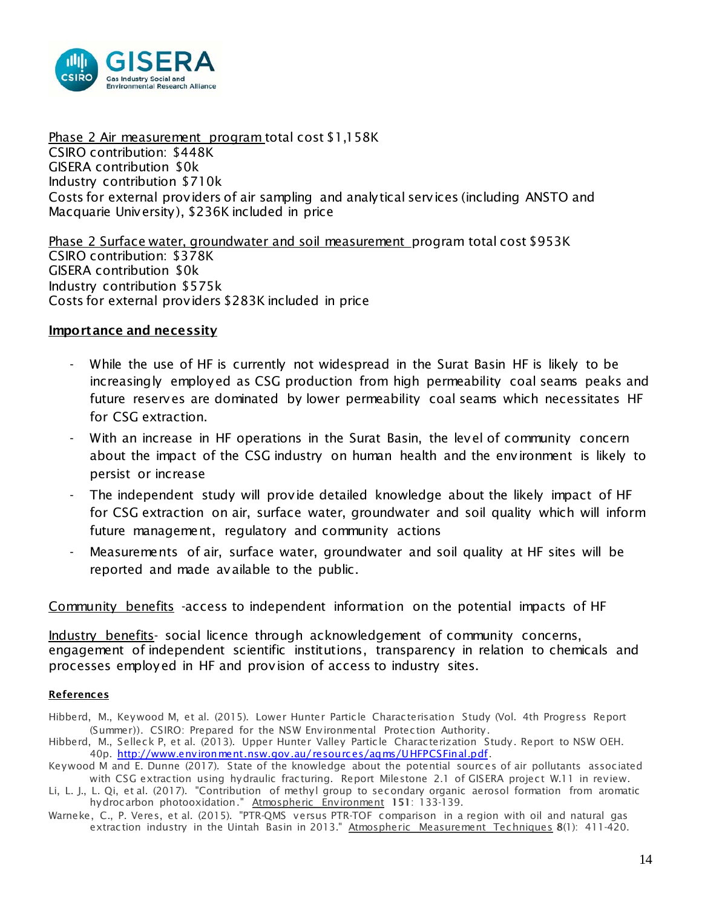Phase 2 Air measurement program total cost $1,158K
CSIRO contribution: $448K
GISERA contribution $0k
Industry contribution $710k
Costs for external providers of air sampling and analytical services (including ANSTO and Macquarie University), $236K included in price

Phase 2 Surface water, groundwater and soil measurement program total cost $953K
CSIRO contribution: $378K
GISERA contribution $0k
Industry contribution $575k
Costs for external providers $283K included in price

**Importance and necessity**

- While the use of HF is currently not widespread in the Surat Basin HF is likely to be increasingly employed as CSG production from high permeability coal seams peaks and future reserves are dominated by lower permeability coal seams which necessitates HF for CSG extraction.
- With an increase in HF operations in the Surat Basin, the level of community concern about the impact of the CSG industry on human health and the environment is likely to persist or increase
- The independent study will provide detailed knowledge about the likely impact of HF for CSG extraction on air, surface water, groundwater and soil quality which will inform future management, regulatory and community actions
- Measurements of air, surface water, groundwater and soil quality at HF sites will be reported and made available to the public.

Community benefits -access to independent information on the potential impacts of HF

Industry benefits- social licence through acknowledgement of community concerns, engagement of independent scientific institutions, transparency in relation to chemicals and processes employed in HF and provision of access to industry sites.

**References**

Hibberd, M., Keywood M, et al. (2015). Lower Hunter Particle Characterisation Study (Vol. 4th Progress Report (Summer)). CSIRO: Prepared for the NSW Environmental Protection Authority.

Hibberd, M., Selleck P, et al. (2013). Upper Hunter Valley Particle Characterization Study. Report to NSW OEH. 40p. http://www.environment.nsw.gov.au/resources/aqms/UHFPCSFinal.pdf.

Keywood M and E. Dunne (2017). State of the knowledge about the potential sources of air pollutants associated with CSG extraction using hydraulic fracturing. Report Milestone 2.1 of GISERA project W.11 in review.

Li, L. J., L. Qi, et al. (2017). "Contribution of methyl group to secondary organic aerosol formation from aromatic hydrocarbon photooxidation." Atmospheric Environment **151**: 133-139.

Warneke, C., P. Veres, et al. (2015). "PTR-QMS versus PTR-TOF comparison in a region with oil and natural gas extraction industry in the Uintah Basin in 2013." Atmospheric Measurement Techniques **8**(1): 411-420.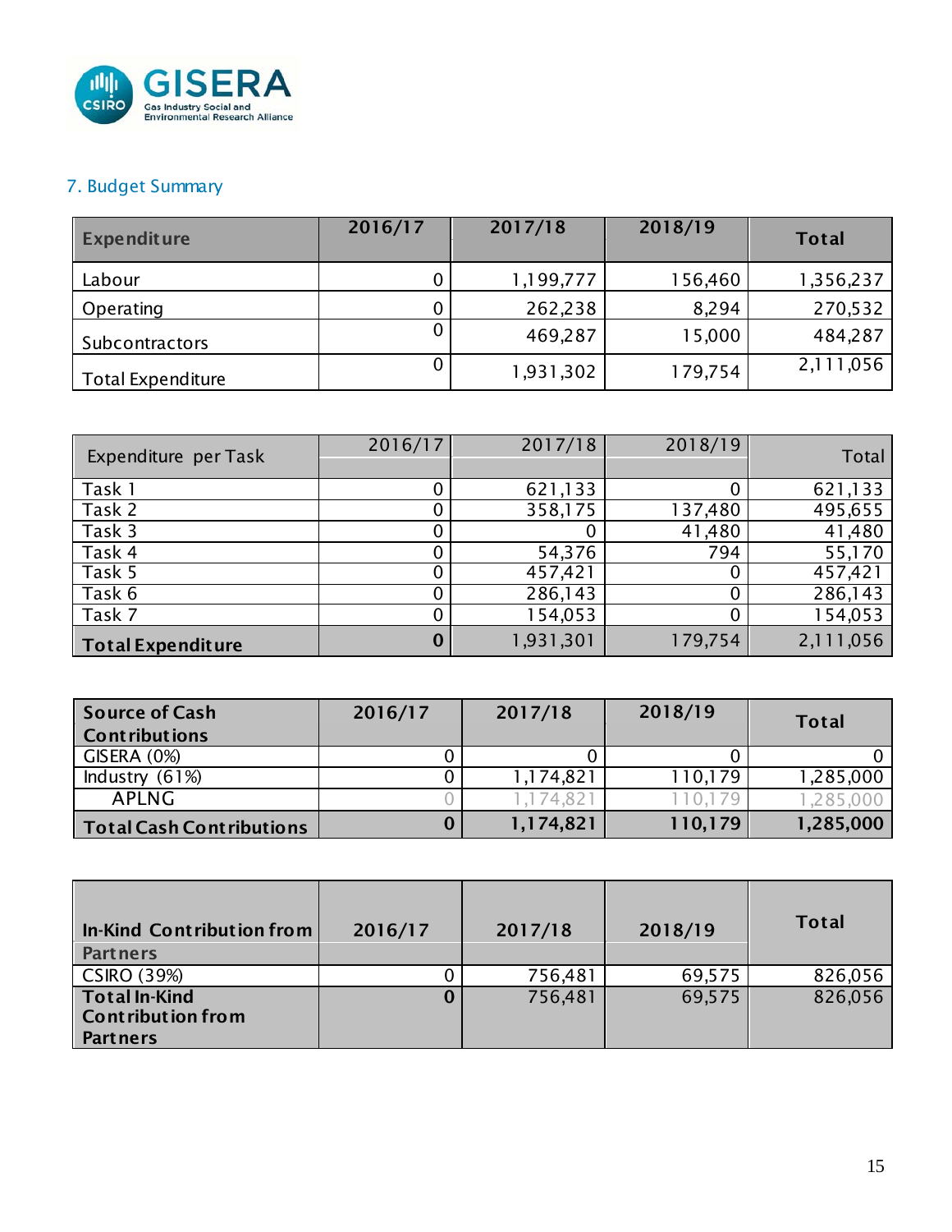## 7. Budget Summary

| Expenditure | 2016/17 | 2017/18 | 2018/19 | Total |
|---|---|---|---|---|
| Labour | 0 | 1,199,777 | 156,460 | 1,356,237 |
| Operating | 0 | 262,238 | 8,294 | 270,532 |
| Subcontractors | 0 | 469,287 | 15,000 | 484,287 |
| Total Expenditure | 0 | 1,931,302 | 179,754 | 2,111,056 |

| Expenditure per Task | 2016/17 | 2017/18 | 2018/19 | Total |
|---|---|---|---|---|
| Task 1 | 0 | 621,133 | 0 | 621,133 |
| Task 2 | 0 | 358,175 | 137,480 | 495,655 |
| Task 3 | 0 | 0 | 41,480 | 41,480 |
| Task 4 | 0 | 54,376 | 794 | 55,170 |
| Task 5 | 0 | 457,421 | 0 | 457,421 |
| Task 6 | 0 | 286,143 | 0 | 286,143 |
| Task 7 | 0 | 154,053 | 0 | 154,053 |
| **Total Expenditure** | **0** | 1,931,301 | 179,754 | 2,111,056 |

| Source of Cash Contributions | 2016/17 | 2017/18 | 2018/19 | Total |
|---|---|---|---|---|
| GISERA (0%) | 0 | 0 | 0 | 0 |
| Industry (61%) | 0 | 1,174,821 | 110,179 | 1,285,000 |
| APLNG | 0 | 1,174,821 | 110,179 | 1,285,000 |
| **Total Cash Contributions** | **0** | **1,174,821** | **110,179** | **1,285,000** |

| In-Kind Contribution from Partners | 2016/17 | 2017/18 | 2018/19 | Total |
|---|---|---|---|---|
| CSIRO (39%) | 0 | 756,481 | 69,575 | 826,056 |
| **Total In-Kind Contribution from Partners** | **0** | 756,481 | 69,575 | 826,056 |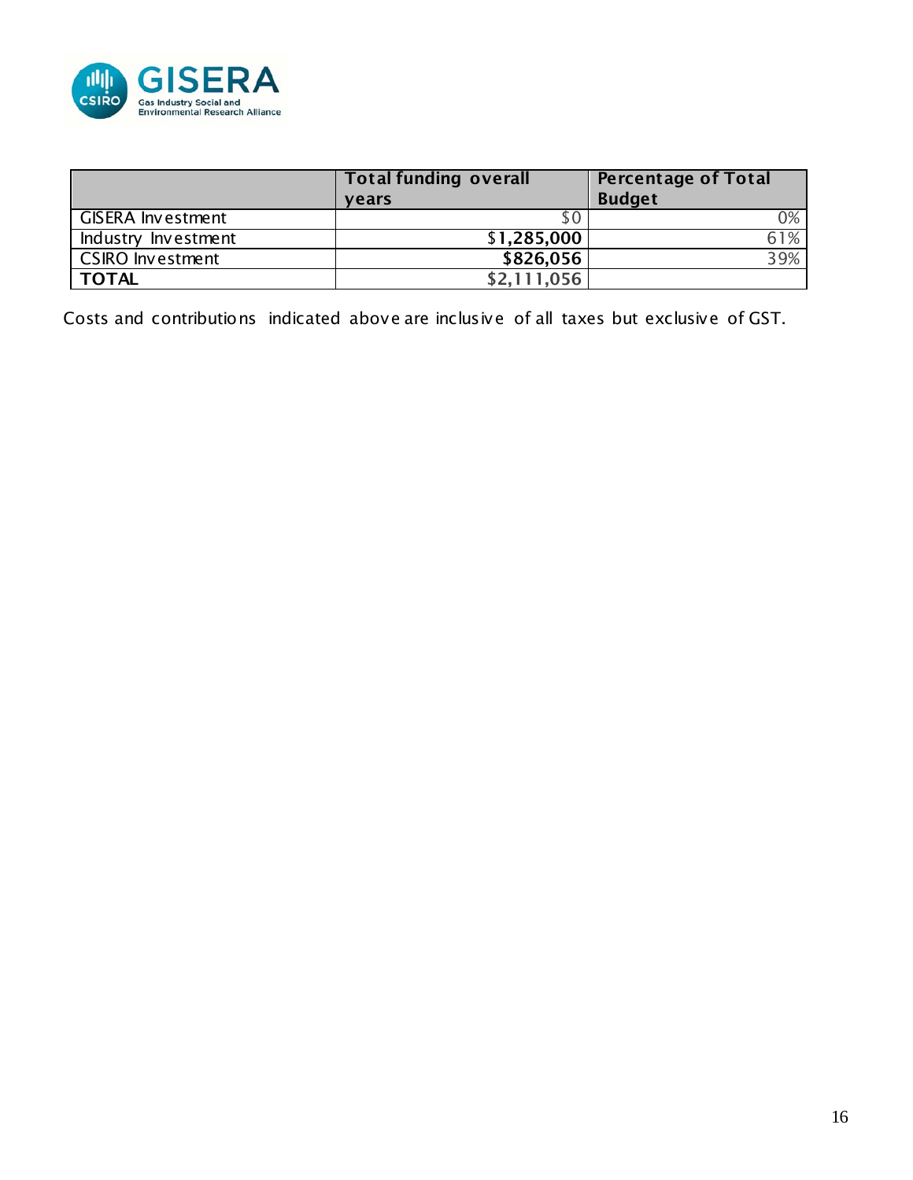| | Total funding overall years | Percentage of Total Budget |
|---|---|---|
| GISERA Investment | $0 | 0% |
| Industry Investment | **$1,285,000** | 61% |
| CSIRO Investment | **$826,056** | 39% |
| **TOTAL** | **$2,111,056** | |

Costs and contributions indicated above are inclusive of all taxes but exclusive of GST.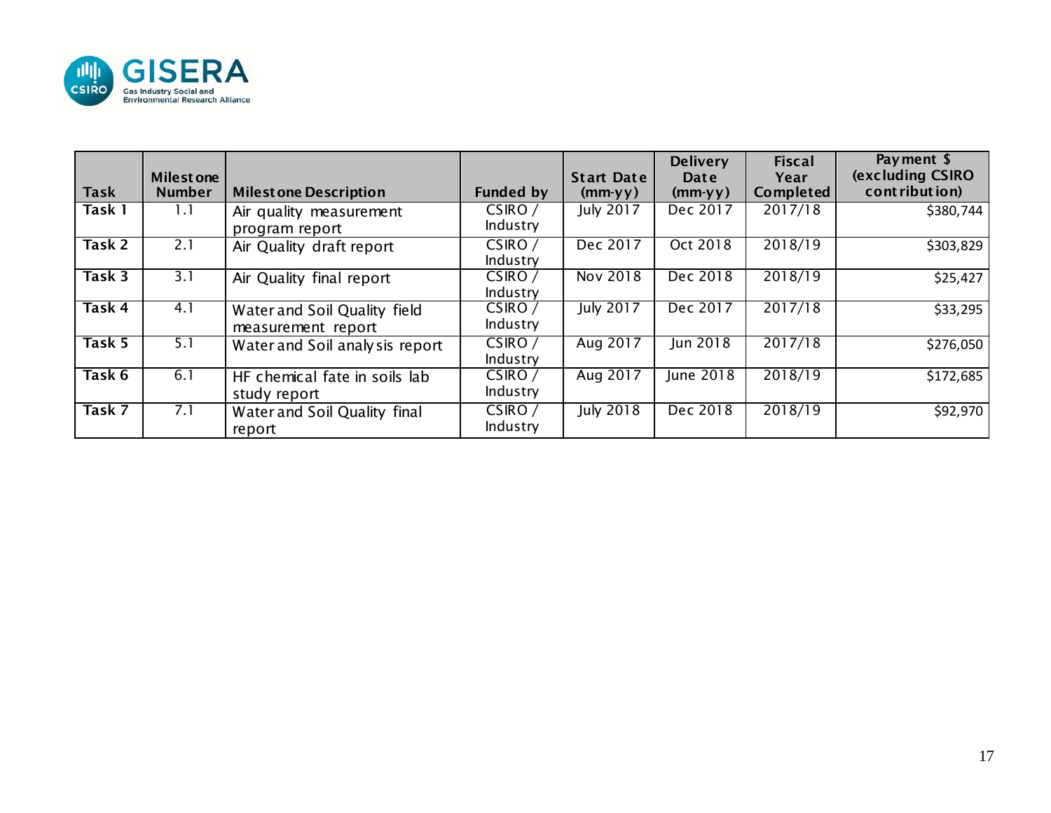| Task | Milestone Number | Milestone Description | Funded by | Start Date (mm-yy) | Delivery Date (mm-yy) | Fiscal Year Completed | Payment $ (excluding CSIRO contribution) |
|---|---|---|---|---|---|---|---|
| **Task 1** | 1.1 | Air quality measurement program report | CSIRO / Industry | July 2017 | Dec 2017 | 2017/18 | $380,744 |
| **Task 2** | 2.1 | Air Quality draft report | CSIRO / Industry | Dec 2017 | Oct 2018 | 2018/19 | $303,829 |
| **Task 3** | 3.1 | Air Quality final report | CSIRO / Industry | Nov 2018 | Dec 2018 | 2018/19 | $25,427 |
| **Task 4** | 4.1 | Water and Soil Quality field measurement report | CSIRO / Industry | July 2017 | Dec 2017 | 2017/18 | $33,295 |
| **Task 5** | 5.1 | Water and Soil analysis report | CSIRO / Industry | Aug 2017 | Jun 2018 | 2017/18 | $276,050 |
| **Task 6** | 6.1 | HF chemical fate in soils lab study report | CSIRO / Industry | Aug 2017 | June 2018 | 2018/19 | $172,685 |
| **Task 7** | 7.1 | Water and Soil Quality final report | CSIRO / Industry | July 2018 | Dec 2018 | 2018/19 | $92,970 |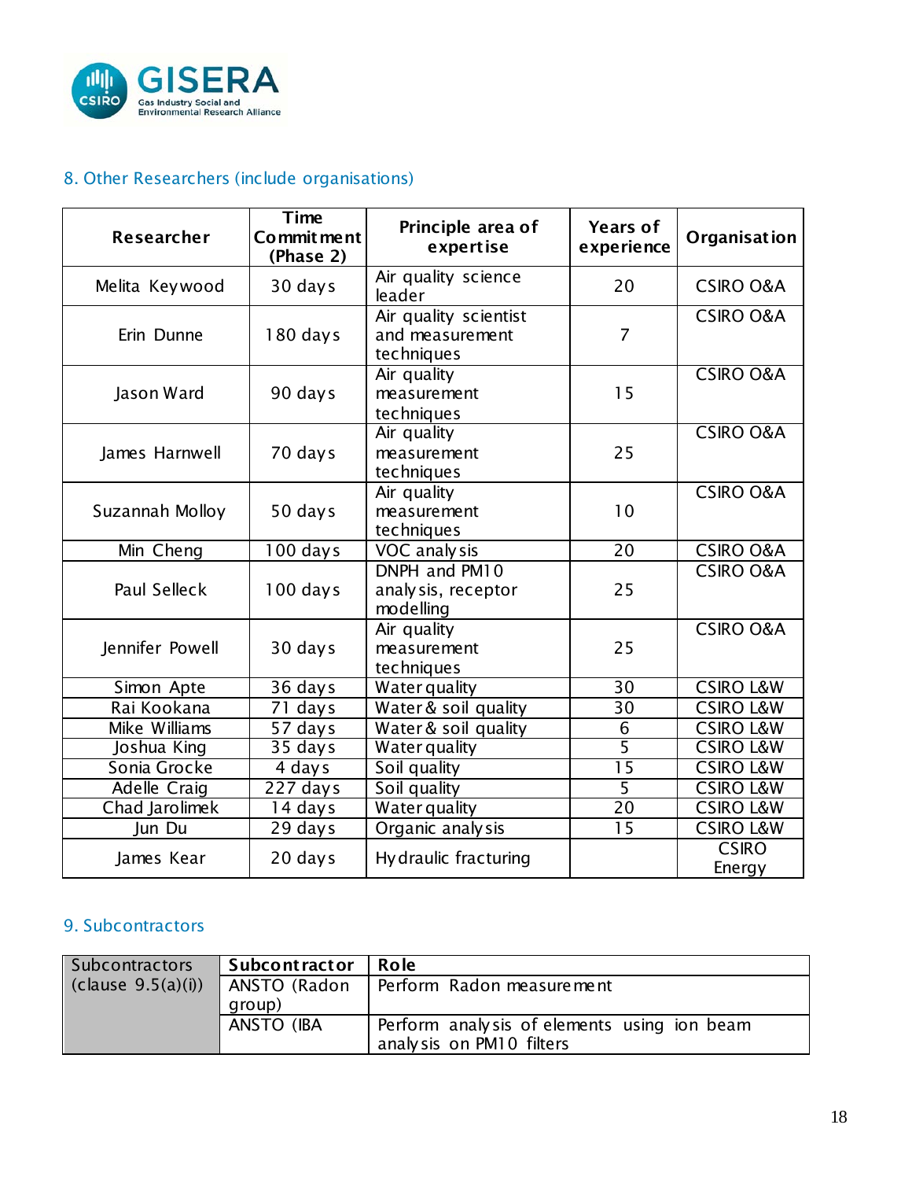## 8. Other Researchers (include organisations)

| Researcher | Time Commitment (Phase 2) | Principle area of expertise | Years of experience | Organisation |
|---|---|---|---|---|
| Melita Keywood | 30 days | Air quality science leader | 20 | CSIRO O&A |
| Erin Dunne | 180 days | Air quality scientist and measurement techniques | 7 | CSIRO O&A |
| Jason Ward | 90 days | Air quality measurement techniques | 15 | CSIRO O&A |
| James Harnwell | 70 days | Air quality measurement techniques | 25 | CSIRO O&A |
| Suzannah Molloy | 50 days | Air quality measurement techniques | 10 | CSIRO O&A |
| Min Cheng | 100 days | VOC analysis | 20 | CSIRO O&A |
| Paul Selleck | 100 days | DNPH and PM10 analysis, receptor modelling | 25 | CSIRO O&A |
| Jennifer Powell | 30 days | Air quality measurement techniques | 25 | CSIRO O&A |
| Simon Apte | 36 days | Water quality | 30 | CSIRO L&W |
| Rai Kookana | 71 days | Water & soil quality | 30 | CSIRO L&W |
| Mike Williams | 57 days | Water & soil quality | 6 | CSIRO L&W |
| Joshua King | 35 days | Water quality | 5 | CSIRO L&W |
| Sonia Grocke | 4 days | Soil quality | 15 | CSIRO L&W |
| Adelle Craig | 227 days | Soil quality | 5 | CSIRO L&W |
| Chad Jarolimek | 14 days | Water quality | 20 | CSIRO L&W |
| Jun Du | 29 days | Organic analysis | 15 | CSIRO L&W |
| James Kear | 20 days | Hydraulic fracturing | | CSIRO Energy |

## 9. Subcontractors

| Subcontractors (clause 9.5(a)(i)) | Subcontractor | Role |
|---|---|---|
| | ANSTO (Radon group) | Perform Radon measurement |
| | ANSTO (IBA | Perform analysis of elements using ion beam analysis on PM10 filters |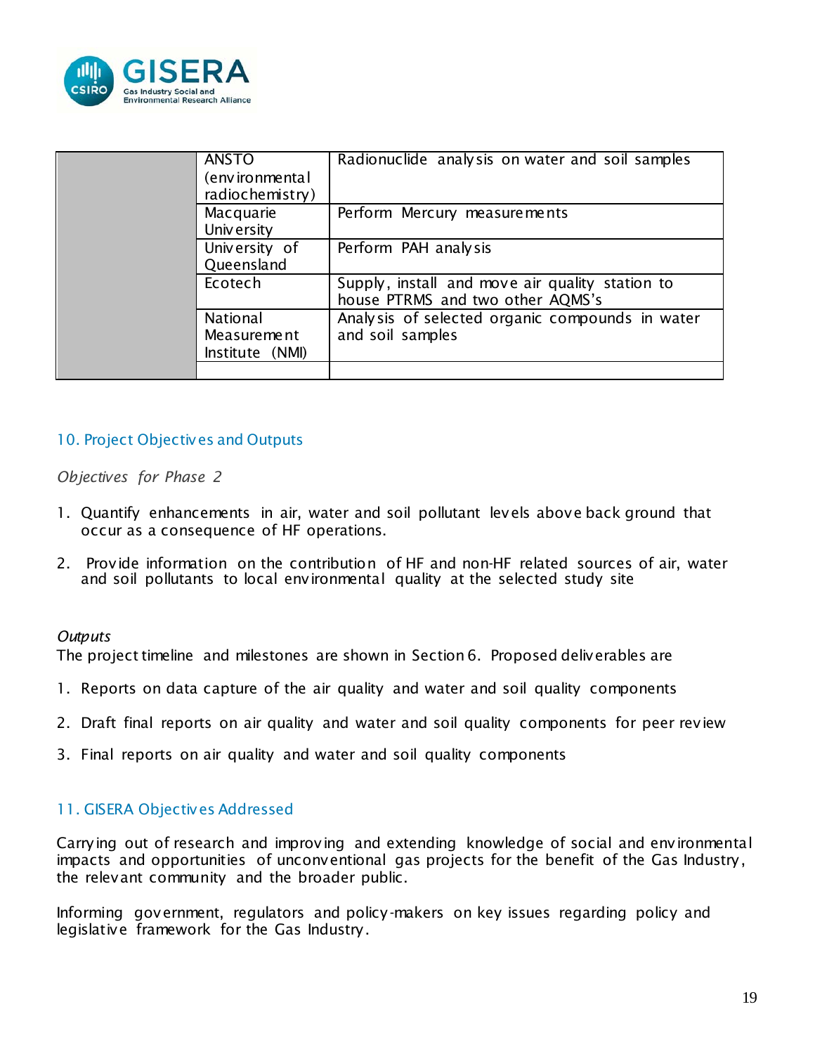|  | ANSTO (environmental radiochemistry) | Radionuclide analysis on water and soil samples |
|---|---|---|
|  | Macquarie University | Perform Mercury measurements |
|  | University of Queensland | Perform PAH analysis |
|  | Ecotech | Supply, install and move air quality station to house PTRMS and two other AQMS's |
|  | National Measurement Institute (NMI) | Analysis of selected organic compounds in water and soil samples |
|  |  |  |

## 10. Project Objectives and Outputs

*Objectives for Phase 2*

1. Quantify enhancements in air, water and soil pollutant levels above back ground that occur as a consequence of HF operations.
2. Provide information on the contribution of HF and non-HF related sources of air, water and soil pollutants to local environmental quality at the selected study site

*Outputs*

The project timeline and milestones are shown in Section 6. Proposed deliverables are

1. Reports on data capture of the air quality and water and soil quality components
2. Draft final reports on air quality and water and soil quality components for peer review
3. Final reports on air quality and water and soil quality components

## 11. GISERA Objectives Addressed

Carrying out of research and improving and extending knowledge of social and environmental impacts and opportunities of unconventional gas projects for the benefit of the Gas Industry, the relevant community and the broader public.

Informing government, regulators and policy-makers on key issues regarding policy and legislative framework for the Gas Industry.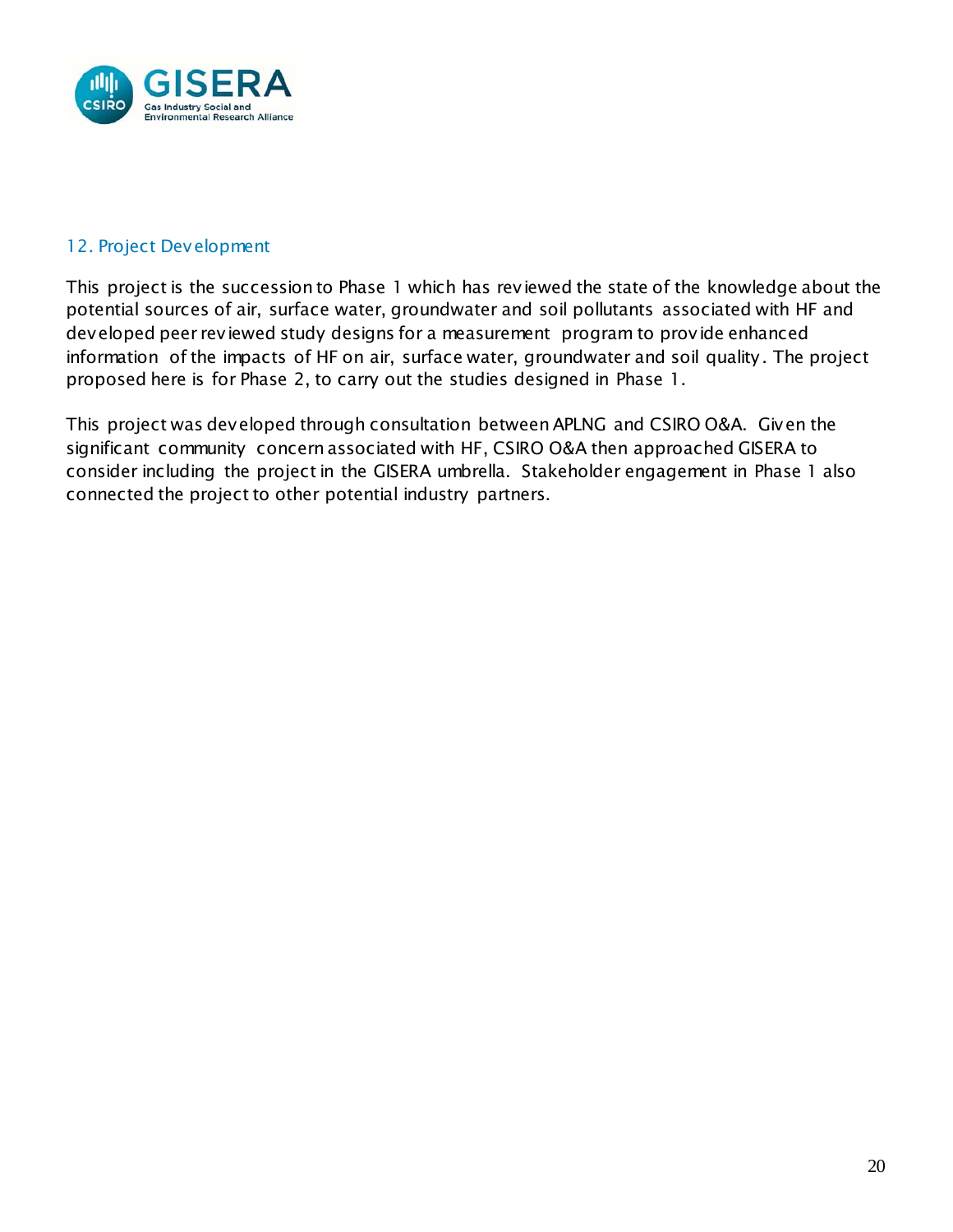## 12. Project Development

This project is the succession to Phase 1 which has reviewed the state of the knowledge about the potential sources of air, surface water, groundwater and soil pollutants associated with HF and developed peer reviewed study designs for a measurement program to provide enhanced information of the impacts of HF on air, surface water, groundwater and soil quality. The project proposed here is for Phase 2, to carry out the studies designed in Phase 1.

This project was developed through consultation between APLNG and CSIRO O&A. Given the significant community concern associated with HF, CSIRO O&A then approached GISERA to consider including the project in the GISERA umbrella. Stakeholder engagement in Phase 1 also connected the project to other potential industry partners.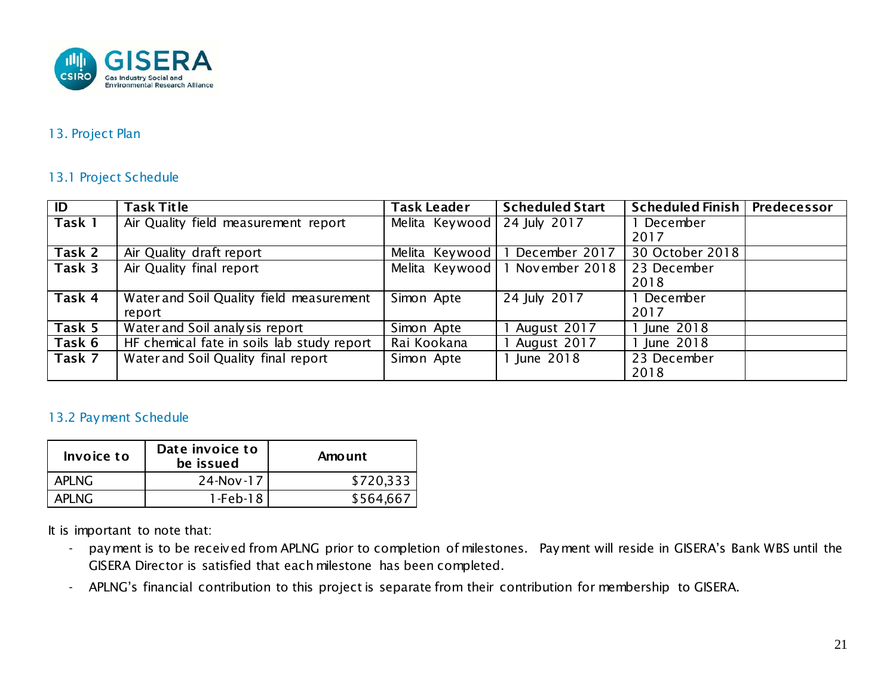## 13. Project Plan

### 13.1 Project Schedule

| ID | Task Title | Task Leader | Scheduled Start | Scheduled Finish | Predecessor |
|---|---|---|---|---|---|
| Task 1 | Air Quality field measurement report | Melita Keywood | 24 July 2017 | 1 December 2017 | |
| Task 2 | Air Quality draft report | Melita Keywood | 1 December 2017 | 30 October 2018 | |
| Task 3 | Air Quality final report | Melita Keywood | 1 November 2018 | 23 December 2018 | |
| Task 4 | Water and Soil Quality field measurement report | Simon Apte | 24 July 2017 | 1 December 2017 | |
| Task 5 | Water and Soil analysis report | Simon Apte | 1 August 2017 | 1 June 2018 | |
| Task 6 | HF chemical fate in soils lab study report | Rai Kookana | 1 August 2017 | 1 June 2018 | |
| Task 7 | Water and Soil Quality final report | Simon Apte | 1 June 2018 | 23 December 2018 | |

### 13.2 Payment Schedule

| Invoice to | Date invoice to be issued | Amount |
|---|---|---|
| APLNG | 24-Nov-17 | $720,333 |
| APLNG | 1-Feb-18 | $564,667 |

It is important to note that:

- payment is to be received from APLNG prior to completion of milestones. Payment will reside in GISERA's Bank WBS until the GISERA Director is satisfied that each milestone has been completed.
- APLNG's financial contribution to this project is separate from their contribution for membership to GISERA.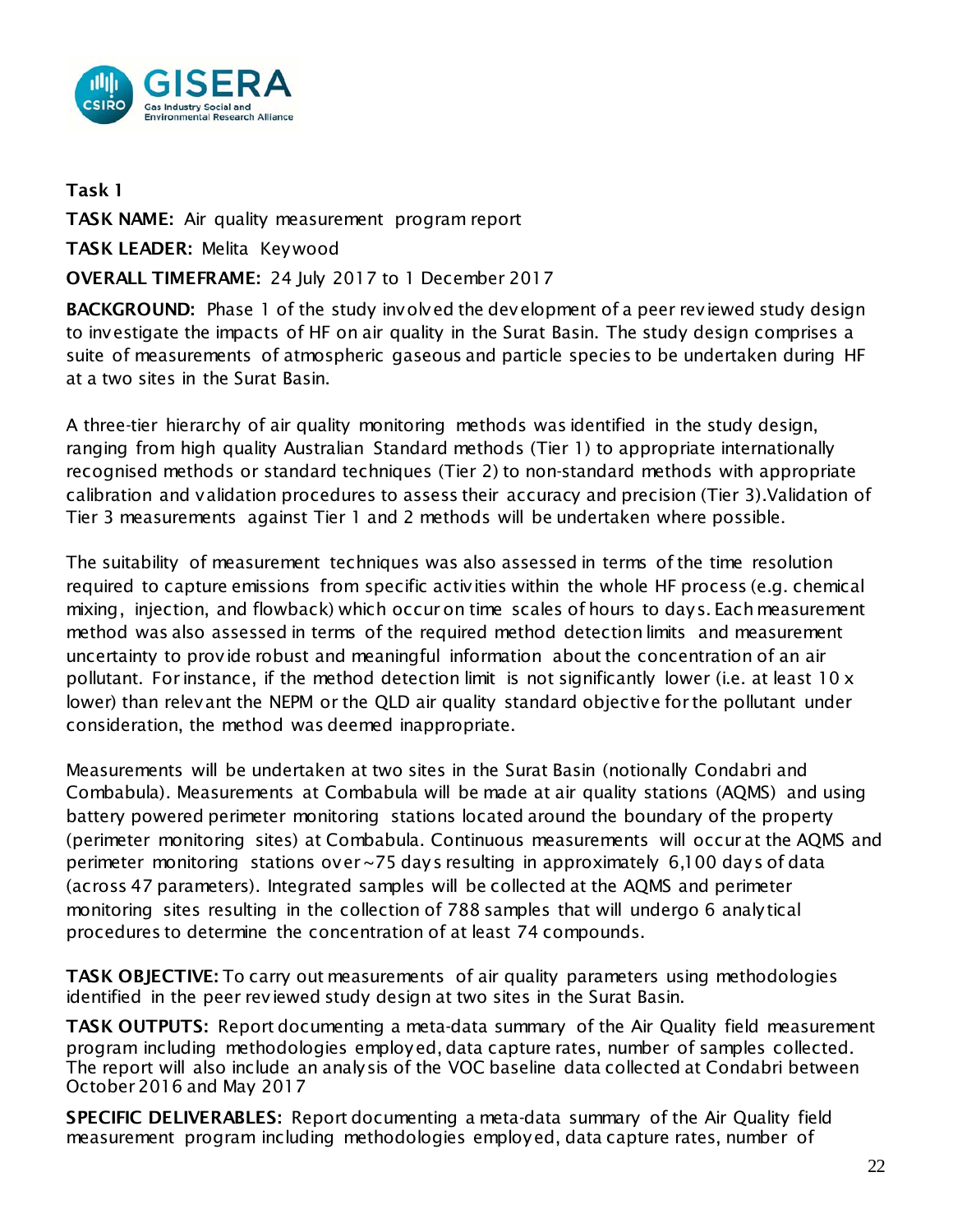**Task 1**

**TASK NAME:** Air quality measurement program report

**TASK LEADER:** Melita Keywood

**OVERALL TIMEFRAME:** 24 July 2017 to 1 December 2017

**BACKGROUND:** Phase 1 of the study involved the development of a peer reviewed study design to investigate the impacts of HF on air quality in the Surat Basin. The study design comprises a suite of measurements of atmospheric gaseous and particle species to be undertaken during HF at a two sites in the Surat Basin.

A three-tier hierarchy of air quality monitoring methods was identified in the study design, ranging from high quality Australian Standard methods (Tier 1) to appropriate internationally recognised methods or standard techniques (Tier 2) to non-standard methods with appropriate calibration and validation procedures to assess their accuracy and precision (Tier 3).Validation of Tier 3 measurements against Tier 1 and 2 methods will be undertaken where possible.

The suitability of measurement techniques was also assessed in terms of the time resolution required to capture emissions from specific activities within the whole HF process (e.g. chemical mixing, injection, and flowback) which occur on time scales of hours to days. Each measurement method was also assessed in terms of the required method detection limits and measurement uncertainty to provide robust and meaningful information about the concentration of an air pollutant. For instance, if the method detection limit is not significantly lower (i.e. at least 10 x lower) than relevant the NEPM or the QLD air quality standard objective for the pollutant under consideration, the method was deemed inappropriate.

Measurements will be undertaken at two sites in the Surat Basin (notionally Condabri and Combabula). Measurements at Combabula will be made at air quality stations (AQMS) and using battery powered perimeter monitoring stations located around the boundary of the property (perimeter monitoring sites) at Combabula. Continuous measurements will occur at the AQMS and perimeter monitoring stations over ~75 days resulting in approximately 6,100 days of data (across 47 parameters). Integrated samples will be collected at the AQMS and perimeter monitoring sites resulting in the collection of 788 samples that will undergo 6 analytical procedures to determine the concentration of at least 74 compounds.

**TASK OBJECTIVE:** To carry out measurements of air quality parameters using methodologies identified in the peer reviewed study design at two sites in the Surat Basin.

**TASK OUTPUTS:** Report documenting a meta-data summary of the Air Quality field measurement program including methodologies employed, data capture rates, number of samples collected. The report will also include an analysis of the VOC baseline data collected at Condabri between October 2016 and May 2017

**SPECIFIC DELIVERABLES:** Report documenting a meta-data summary of the Air Quality field measurement program including methodologies employed, data capture rates, number of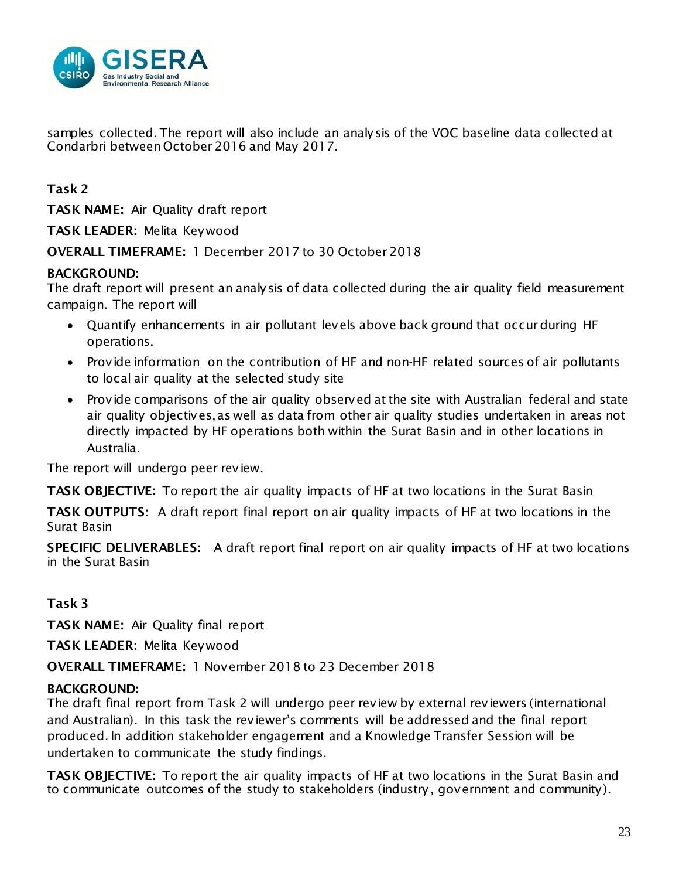samples collected. The report will also include an analysis of the VOC baseline data collected at Condarbri between October 2016 and May 2017.

**Task 2**

**TASK NAME:** Air Quality draft report

**TASK LEADER:** Melita Keywood

**OVERALL TIMEFRAME:** 1 December 2017 to 30 October 2018

**BACKGROUND:**
The draft report will present an analysis of data collected during the air quality field measurement campaign. The report will

- Quantify enhancements in air pollutant levels above back ground that occur during HF operations.
- Provide information on the contribution of HF and non-HF related sources of air pollutants to local air quality at the selected study site
- Provide comparisons of the air quality observed at the site with Australian federal and state air quality objectives, as well as data from other air quality studies undertaken in areas not directly impacted by HF operations both within the Surat Basin and in other locations in Australia.

The report will undergo peer review.

**TASK OBJECTIVE:** To report the air quality impacts of HF at two locations in the Surat Basin

**TASK OUTPUTS:** A draft report final report on air quality impacts of HF at two locations in the Surat Basin

**SPECIFIC DELIVERABLES:** A draft report final report on air quality impacts of HF at two locations in the Surat Basin

**Task 3**

**TASK NAME:** Air Quality final report

**TASK LEADER:** Melita Keywood

**OVERALL TIMEFRAME:** 1 November 2018 to 23 December 2018

**BACKGROUND:**
The draft final report from Task 2 will undergo peer review by external reviewers (international and Australian). In this task the reviewer's comments will be addressed and the final report produced. In addition stakeholder engagement and a Knowledge Transfer Session will be undertaken to communicate the study findings.

**TASK OBJECTIVE:** To report the air quality impacts of HF at two locations in the Surat Basin and to communicate outcomes of the study to stakeholders (industry, government and community).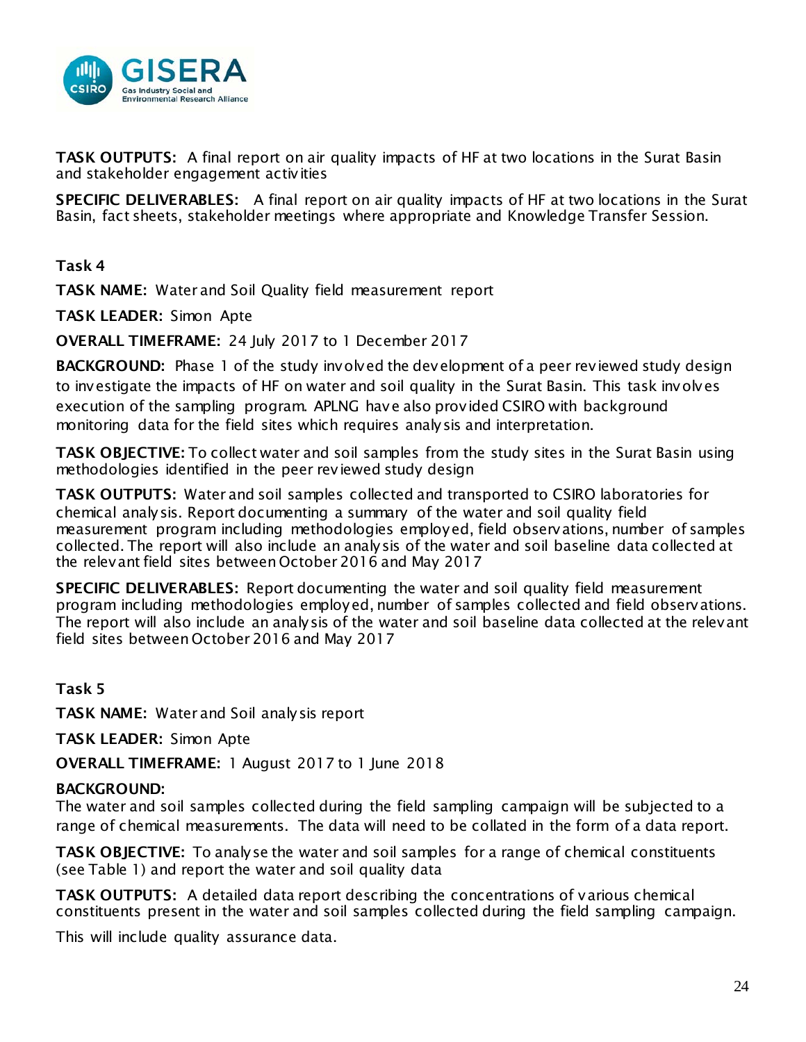**TASK OUTPUTS:** A final report on air quality impacts of HF at two locations in the Surat Basin and stakeholder engagement activities

**SPECIFIC DELIVERABLES:** A final report on air quality impacts of HF at two locations in the Surat Basin, fact sheets, stakeholder meetings where appropriate and Knowledge Transfer Session.

**Task 4**

**TASK NAME:** Water and Soil Quality field measurement report

**TASK LEADER:** Simon Apte

**OVERALL TIMEFRAME:** 24 July 2017 to 1 December 2017

**BACKGROUND:** Phase 1 of the study involved the development of a peer reviewed study design to investigate the impacts of HF on water and soil quality in the Surat Basin. This task involves execution of the sampling program. APLNG have also provided CSIRO with background monitoring data for the field sites which requires analysis and interpretation.

**TASK OBJECTIVE:** To collect water and soil samples from the study sites in the Surat Basin using methodologies identified in the peer reviewed study design

**TASK OUTPUTS:** Water and soil samples collected and transported to CSIRO laboratories for chemical analysis. Report documenting a summary of the water and soil quality field measurement program including methodologies employed, field observations, number of samples collected. The report will also include an analysis of the water and soil baseline data collected at the relevant field sites between October 2016 and May 2017

**SPECIFIC DELIVERABLES:** Report documenting the water and soil quality field measurement program including methodologies employed, number of samples collected and field observations. The report will also include an analysis of the water and soil baseline data collected at the relevant field sites between October 2016 and May 2017

**Task 5**

**TASK NAME:** Water and Soil analysis report

**TASK LEADER:** Simon Apte

**OVERALL TIMEFRAME:** 1 August 2017 to 1 June 2018

**BACKGROUND:**
The water and soil samples collected during the field sampling campaign will be subjected to a range of chemical measurements. The data will need to be collated in the form of a data report.

**TASK OBJECTIVE:** To analyse the water and soil samples for a range of chemical constituents (see Table 1) and report the water and soil quality data

**TASK OUTPUTS:** A detailed data report describing the concentrations of various chemical constituents present in the water and soil samples collected during the field sampling campaign.

This will include quality assurance data.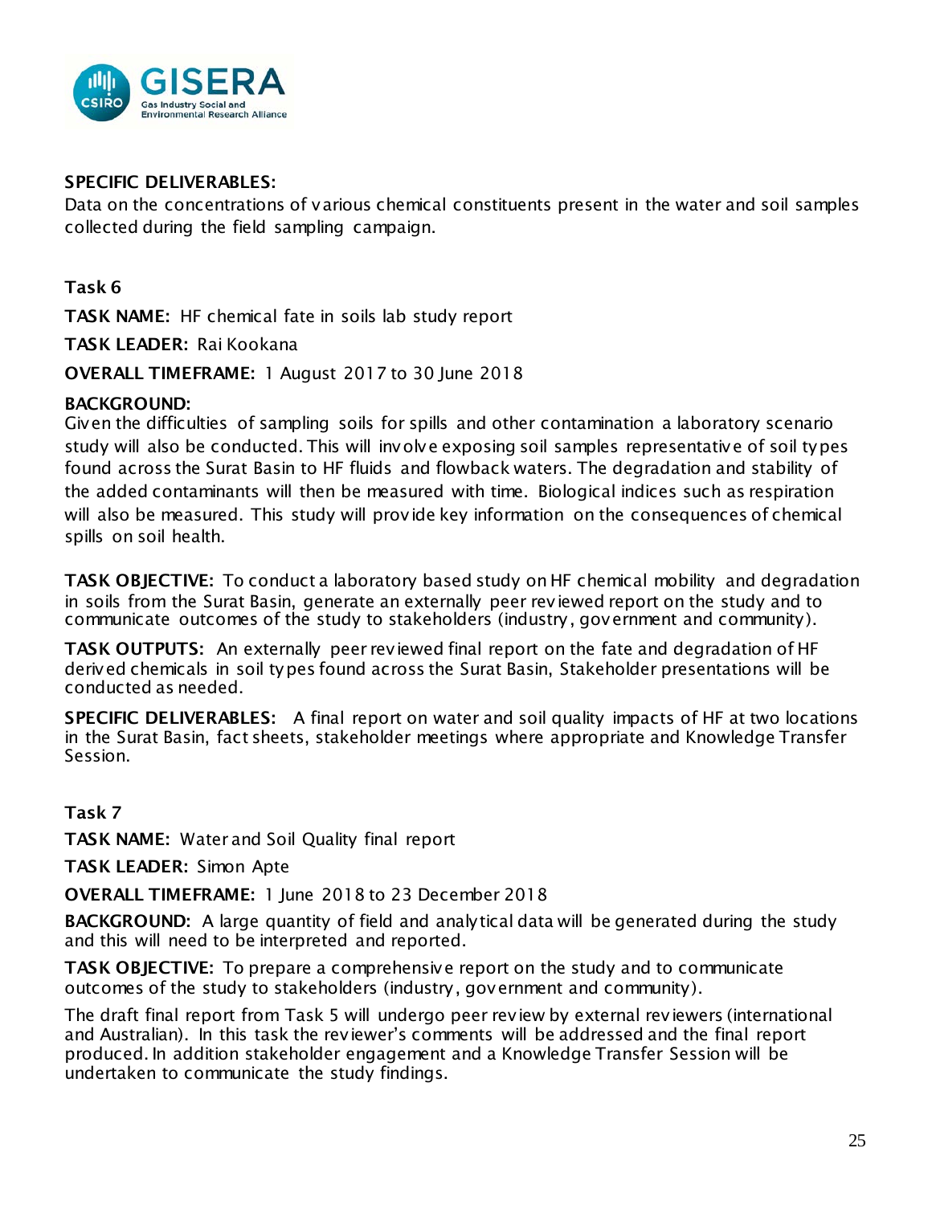**SPECIFIC DELIVERABLES:**
Data on the concentrations of various chemical constituents present in the water and soil samples collected during the field sampling campaign.

### Task 6

**TASK NAME:** HF chemical fate in soils lab study report

**TASK LEADER:** Rai Kookana

**OVERALL TIMEFRAME:** 1 August 2017 to 30 June 2018

**BACKGROUND:**
Given the difficulties of sampling soils for spills and other contamination a laboratory scenario study will also be conducted. This will involve exposing soil samples representative of soil types found across the Surat Basin to HF fluids and flowback waters. The degradation and stability of the added contaminants will then be measured with time. Biological indices such as respiration will also be measured. This study will provide key information on the consequences of chemical spills on soil health.

**TASK OBJECTIVE:** To conduct a laboratory based study on HF chemical mobility and degradation in soils from the Surat Basin, generate an externally peer reviewed report on the study and to communicate outcomes of the study to stakeholders (industry, government and community).

**TASK OUTPUTS:** An externally peer reviewed final report on the fate and degradation of HF derived chemicals in soil types found across the Surat Basin, Stakeholder presentations will be conducted as needed.

**SPECIFIC DELIVERABLES:** A final report on water and soil quality impacts of HF at two locations in the Surat Basin, fact sheets, stakeholder meetings where appropriate and Knowledge Transfer Session.

### Task 7

**TASK NAME:** Water and Soil Quality final report

**TASK LEADER:** Simon Apte

**OVERALL TIMEFRAME:** 1 June 2018 to 23 December 2018

**BACKGROUND:** A large quantity of field and analytical data will be generated during the study and this will need to be interpreted and reported.

**TASK OBJECTIVE:** To prepare a comprehensive report on the study and to communicate outcomes of the study to stakeholders (industry, government and community).

The draft final report from Task 5 will undergo peer review by external reviewers (international and Australian). In this task the reviewer's comments will be addressed and the final report produced. In addition stakeholder engagement and a Knowledge Transfer Session will be undertaken to communicate the study findings.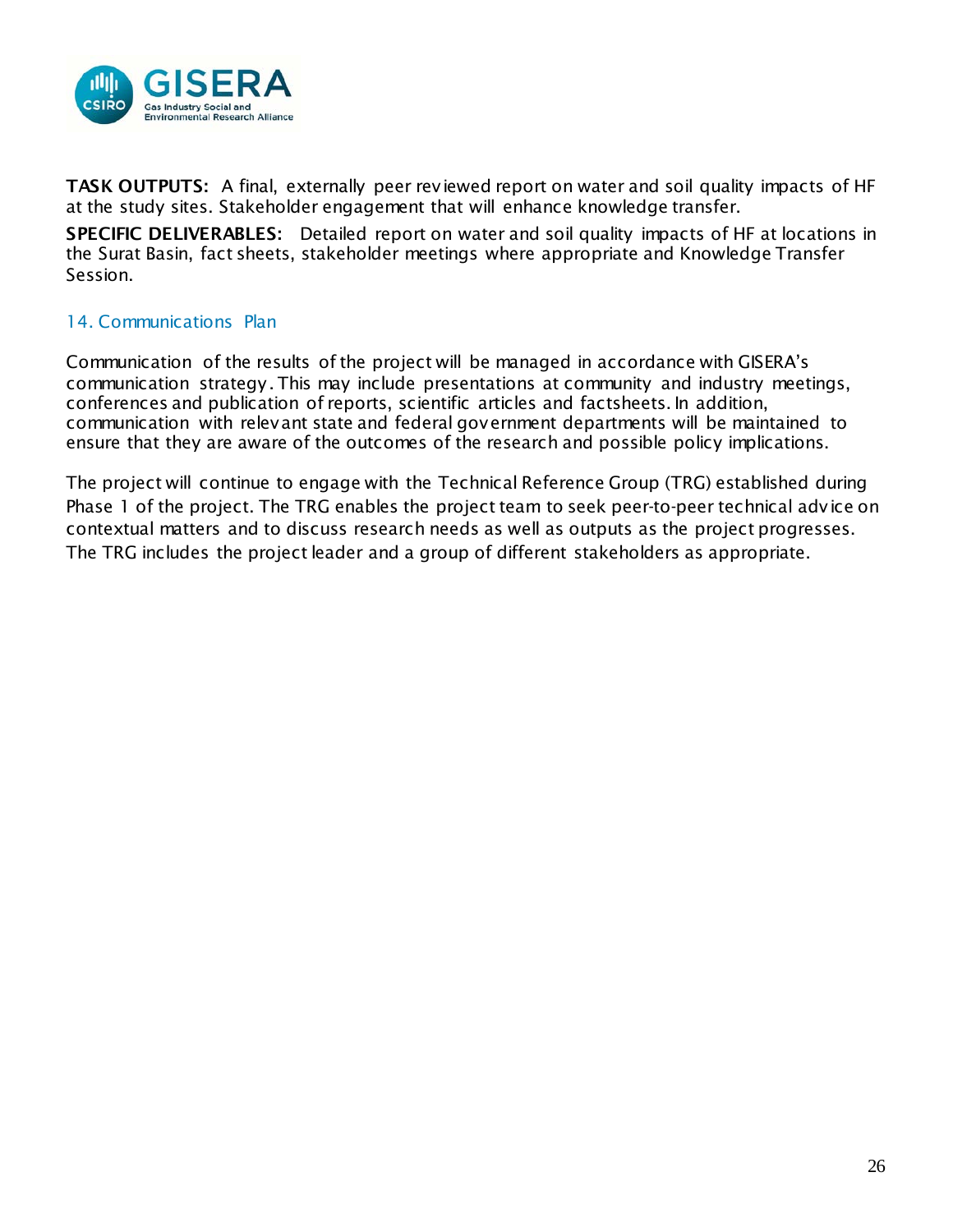**TASK OUTPUTS:** A final, externally peer reviewed report on water and soil quality impacts of HF at the study sites. Stakeholder engagement that will enhance knowledge transfer.

**SPECIFIC DELIVERABLES:** Detailed report on water and soil quality impacts of HF at locations in the Surat Basin, fact sheets, stakeholder meetings where appropriate and Knowledge Transfer Session.

## 14. Communications Plan

Communication of the results of the project will be managed in accordance with GISERA's communication strategy. This may include presentations at community and industry meetings, conferences and publication of reports, scientific articles and factsheets. In addition, communication with relevant state and federal government departments will be maintained to ensure that they are aware of the outcomes of the research and possible policy implications.

The project will continue to engage with the Technical Reference Group (TRG) established during Phase 1 of the project. The TRG enables the project team to seek peer-to-peer technical advice on contextual matters and to discuss research needs as well as outputs as the project progresses. The TRG includes the project leader and a group of different stakeholders as appropriate.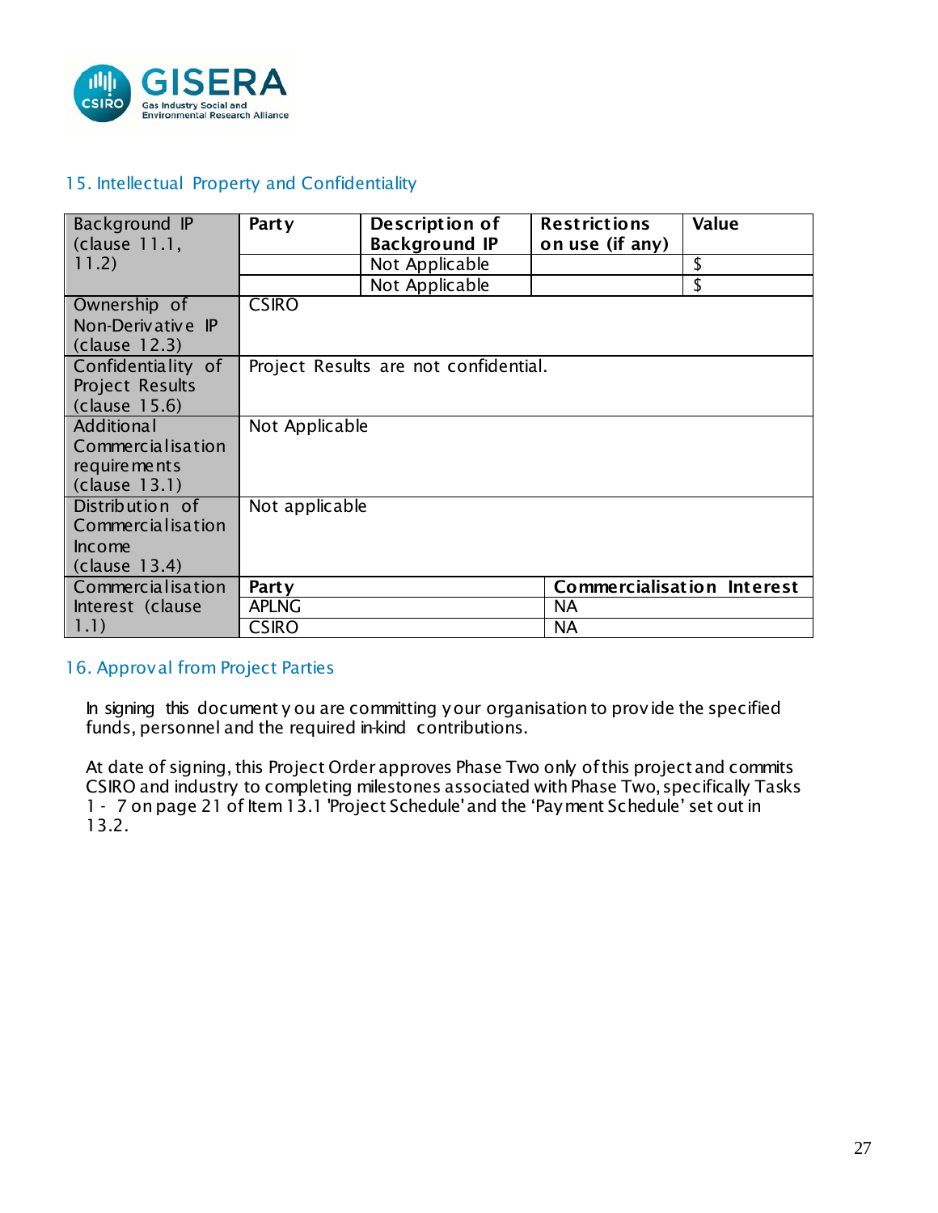## 15. Intellectual Property and Confidentiality

| Background IP (clause 11.1, 11.2) | Party | Description of Background IP | Restrictions on use (if any) | Value |
|---|---|---|---|---|
| | | Not Applicable | | $ |
| | | Not Applicable | | $ |
| Ownership of Non-Derivative IP (clause 12.3) | CSIRO | | | |
| Confidentiality of Project Results (clause 15.6) | Project Results are not confidential. | | | |
| Additional Commercialisation requirements (clause 13.1) | Not Applicable | | | |
| Distribution of Commercialisation Income (clause 13.4) | Not applicable | | | |
| Commercialisation Interest (clause 1.1) | **Party** | | **Commercialisation Interest** | |
| | APLNG | | NA | |
| | CSIRO | | NA | |

## 16. Approval from Project Parties

In signing this document you are committing your organisation to provide the specified funds, personnel and the required in-kind contributions.

At date of signing, this Project Order approves Phase Two only of this project and commits CSIRO and industry to completing milestones associated with Phase Two, specifically Tasks 1 - 7 on page 21 of Item 13.1 'Project Schedule' and the 'Payment Schedule' set out in 13.2.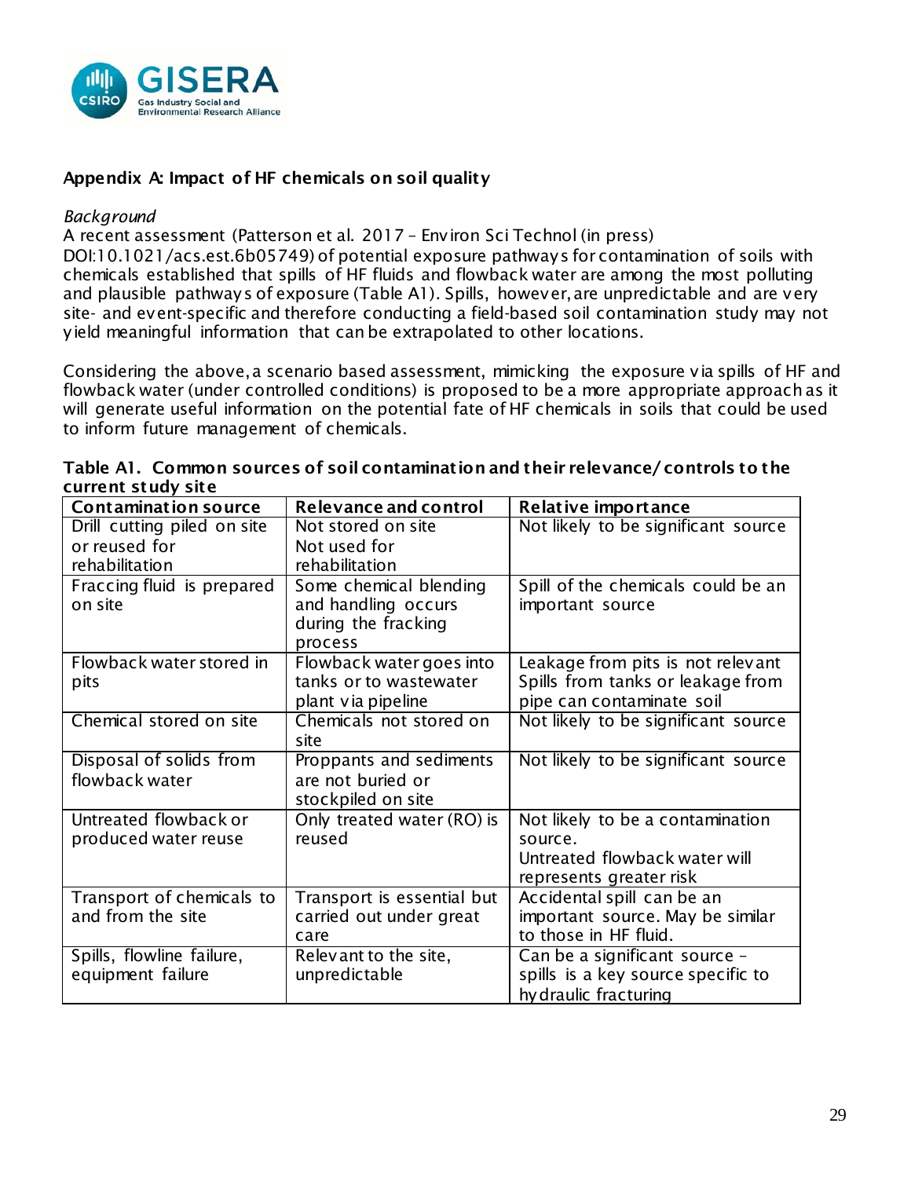## Appendix A: Impact of HF chemicals on soil quality

*Background*

A recent assessment (Patterson et al. 2017 – Environ Sci Technol (in press) DOI:10.1021/acs.est.6b05749) of potential exposure pathways for contamination of soils with chemicals established that spills of HF fluids and flowback water are among the most polluting and plausible pathways of exposure (Table A1). Spills, however, are unpredictable and are very site- and event-specific and therefore conducting a field-based soil contamination study may not yield meaningful information that can be extrapolated to other locations.

Considering the above, a scenario based assessment, mimicking the exposure via spills of HF and flowback water (under controlled conditions) is proposed to be a more appropriate approach as it will generate useful information on the potential fate of HF chemicals in soils that could be used to inform future management of chemicals.

**Table A1. Common sources of soil contamination and their relevance/controls to the current study site**

| Contamination source | Relevance and control | Relative importance |
|---|---|---|
| Drill cutting piled on site or reused for rehabilitation | Not stored on site<br>Not used for rehabilitation | Not likely to be significant source |
| Fraccing fluid is prepared on site | Some chemical blending and handling occurs during the fracking process | Spill of the chemicals could be an important source |
| Flowback water stored in pits | Flowback water goes into tanks or to wastewater plant via pipeline | Leakage from pits is not relevant<br>Spills from tanks or leakage from pipe can contaminate soil |
| Chemical stored on site | Chemicals not stored on site | Not likely to be significant source |
| Disposal of solids from flowback water | Proppants and sediments are not buried or stockpiled on site | Not likely to be significant source |
| Untreated flowback or produced water reuse | Only treated water (RO) is reused | Not likely to be a contamination source.<br>Untreated flowback water will represents greater risk |
| Transport of chemicals to and from the site | Transport is essential but carried out under great care | Accidental spill can be an important source. May be similar to those in HF fluid. |
| Spills, flowline failure, equipment failure | Relevant to the site, unpredictable | Can be a significant source – spills is a key source specific to hydraulic fracturing |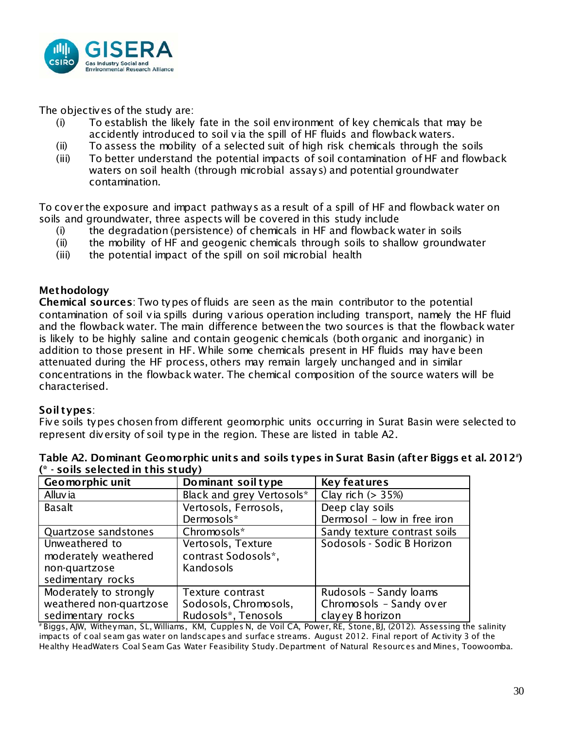The objectives of the study are:

- (i) To establish the likely fate in the soil environment of key chemicals that may be accidently introduced to soil via the spill of HF fluids and flowback waters.
- (ii) To assess the mobility of a selected suit of high risk chemicals through the soils
- (iii) To better understand the potential impacts of soil contamination of HF and flowback waters on soil health (through microbial assays) and potential groundwater contamination.

To cover the exposure and impact pathways as a result of a spill of HF and flowback water on soils and groundwater, three aspects will be covered in this study include

- (i) the degradation (persistence) of chemicals in HF and flowback water in soils
- (ii) the mobility of HF and geogenic chemicals through soils to shallow groundwater
- (iii) the potential impact of the spill on soil microbial health

**Methodology**

**Chemical sources**: Two types of fluids are seen as the main contributor to the potential contamination of soil via spills during various operation including transport, namely the HF fluid and the flowback water. The main difference between the two sources is that the flowback water is likely to be highly saline and contain geogenic chemicals (both organic and inorganic) in addition to those present in HF. While some chemicals present in HF fluids may have been attenuated during the HF process, others may remain largely unchanged and in similar concentrations in the flowback water. The chemical composition of the source waters will be characterised.

**Soil types**:

Five soils types chosen from different geomorphic units occurring in Surat Basin were selected to represent diversity of soil type in the region. These are listed in table A2.

**Table A2. Dominant Geomorphic units and soils types in Surat Basin (after Biggs et al. 2012#) (* - soils selected in this study)**

| Geomorphic unit | Dominant soil type | Key features |
|---|---|---|
| Alluvia | Black and grey Vertosols* | Clay rich (> 35%) |
| Basalt | Vertosols, Ferrosols, Dermosols* | Deep clay soils Dermosol – low in free iron |
| Quartzose sandstones | Chromosols* | Sandy texture contrast soils |
| Unweathered to moderately weathered non-quartzose sedimentary rocks | Vertosols, Texture contrast Sodosols*, Kandosols | Sodosols - Sodic B Horizon |
| Moderately to strongly weathered non-quartzose sedimentary rocks | Texture contrast Sodosols, Chromosols, Rudosols*, Tenosols | Rudosols – Sandy loams Chromosols – Sandy over clayey B horizon |

#Biggs, AJW, Witheyman, SL, Williams, KM, Cupples N, de Voil CA, Power, RE, Stone, BJ, (2012). Assessing the salinity impacts of coal seam gas water on landscapes and surface streams. August 2012. Final report of Activity 3 of the Healthy HeadWaters Coal Seam Gas Water Feasibility Study. Department of Natural Resources and Mines, Toowoomba.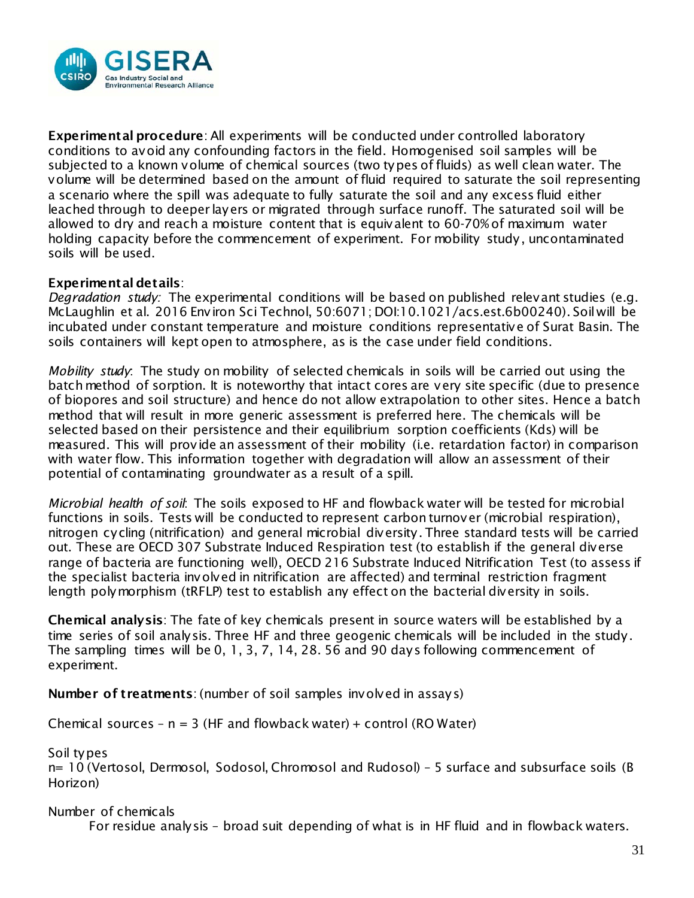**Experimental procedure**: All experiments will be conducted under controlled laboratory conditions to avoid any confounding factors in the field. Homogenised soil samples will be subjected to a known volume of chemical sources (two types of fluids) as well clean water. The volume will be determined based on the amount of fluid required to saturate the soil representing a scenario where the spill was adequate to fully saturate the soil and any excess fluid either leached through to deeper layers or migrated through surface runoff. The saturated soil will be allowed to dry and reach a moisture content that is equivalent to 60-70% of maximum water holding capacity before the commencement of experiment. For mobility study, uncontaminated soils will be used.

**Experimental details**:

*Degradation study:* The experimental conditions will be based on published relevant studies (e.g. McLaughlin et al. 2016 Environ Sci Technol, 50:6071; DOI:10.1021/acs.est.6b00240). Soil will be incubated under constant temperature and moisture conditions representative of Surat Basin. The soils containers will kept open to atmosphere, as is the case under field conditions.

*Mobility study*: The study on mobility of selected chemicals in soils will be carried out using the batch method of sorption. It is noteworthy that intact cores are very site specific (due to presence of biopores and soil structure) and hence do not allow extrapolation to other sites. Hence a batch method that will result in more generic assessment is preferred here. The chemicals will be selected based on their persistence and their equilibrium sorption coefficients (Kds) will be measured. This will provide an assessment of their mobility (i.e. retardation factor) in comparison with water flow. This information together with degradation will allow an assessment of their potential of contaminating groundwater as a result of a spill.

*Microbial health of soil*: The soils exposed to HF and flowback water will be tested for microbial functions in soils. Tests will be conducted to represent carbon turnover (microbial respiration), nitrogen cycling (nitrification) and general microbial diversity. Three standard tests will be carried out. These are OECD 307 Substrate Induced Respiration test (to establish if the general diverse range of bacteria are functioning well), OECD 216 Substrate Induced Nitrification Test (to assess if the specialist bacteria involved in nitrification are affected) and terminal restriction fragment length polymorphism (tRFLP) test to establish any effect on the bacterial diversity in soils.

**Chemical analysis**: The fate of key chemicals present in source waters will be established by a time series of soil analysis. Three HF and three geogenic chemicals will be included in the study. The sampling times will be 0, 1, 3, 7, 14, 28. 56 and 90 days following commencement of experiment.

**Number of treatments**: (number of soil samples involved in assays)

Chemical sources – n = 3 (HF and flowback water) + control (RO Water)

Soil types

n= 10 (Vertosol, Dermosol, Sodosol, Chromosol and Rudosol) – 5 surface and subsurface soils (B Horizon)

Number of chemicals

For residue analysis – broad suit depending of what is in HF fluid and in flowback waters.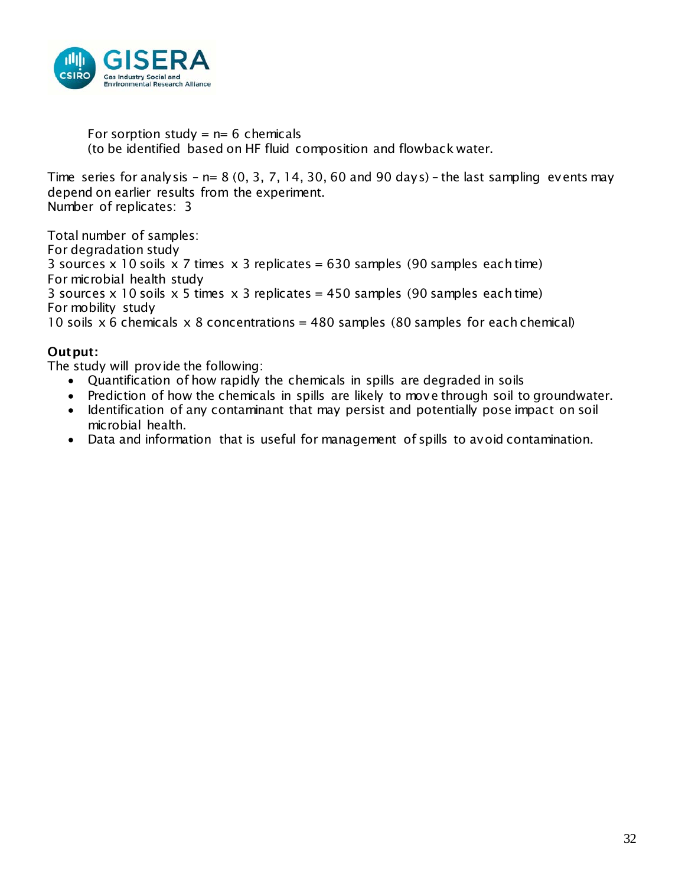For sorption study = n= 6 chemicals
(to be identified based on HF fluid composition and flowback water.

Time series for analysis – n= 8 (0, 3, 7, 14, 30, 60 and 90 days) – the last sampling events may depend on earlier results from the experiment.
Number of replicates: 3

Total number of samples:
For degradation study
3 sources x 10 soils x 7 times x 3 replicates = 630 samples (90 samples each time)
For microbial health study
3 sources x 10 soils x 5 times x 3 replicates = 450 samples (90 samples each time)
For mobility study
10 soils x 6 chemicals x 8 concentrations = 480 samples (80 samples for each chemical)

**Output:**
The study will provide the following:

- Quantification of how rapidly the chemicals in spills are degraded in soils
- Prediction of how the chemicals in spills are likely to move through soil to groundwater.
- Identification of any contaminant that may persist and potentially pose impact on soil microbial health.
- Data and information that is useful for management of spills to avoid contamination.